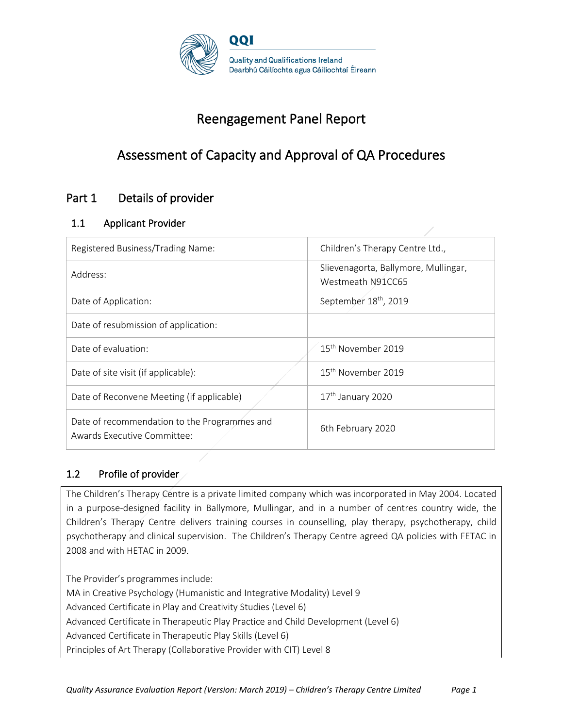QQI

Quality and Qualifications Ireland
Dearbhú Cáilíochta agus Cáilíochtaí Éireann

# Reengagement Panel Report

# Assessment of Capacity and Approval of QA Procedures

## Part 1 Details of provider

### 1.1 Applicant Provider

| | |
|---|---|
| Registered Business/Trading Name: | Children's Therapy Centre Ltd., |
| Address: | Slievenagorta, Ballymore, Mullingar, Westmeath N91CC65 |
| Date of Application: | September 18th, 2019 |
| Date of resubmission of application: | |
| Date of evaluation: | 15th November 2019 |
| Date of site visit (if applicable): | 15th November 2019 |
| Date of Reconvene Meeting (if applicable) | 17th January 2020 |
| Date of recommendation to the Programmes and Awards Executive Committee: | 6th February 2020 |

### 1.2 Profile of provider

The Children's Therapy Centre is a private limited company which was incorporated in May 2004. Located in a purpose-designed facility in Ballymore, Mullingar, and in a number of centres country wide, the Children's Therapy Centre delivers training courses in counselling, play therapy, psychotherapy, child psychotherapy and clinical supervision. The Children's Therapy Centre agreed QA policies with FETAC in 2008 and with HETAC in 2009.

The Provider's programmes include:

MA in Creative Psychology (Humanistic and Integrative Modality) Level 9
Advanced Certificate in Play and Creativity Studies (Level 6)
Advanced Certificate in Therapeutic Play Practice and Child Development (Level 6)
Advanced Certificate in Therapeutic Play Skills (Level 6)
Principles of Art Therapy (Collaborative Provider with CIT) Level 8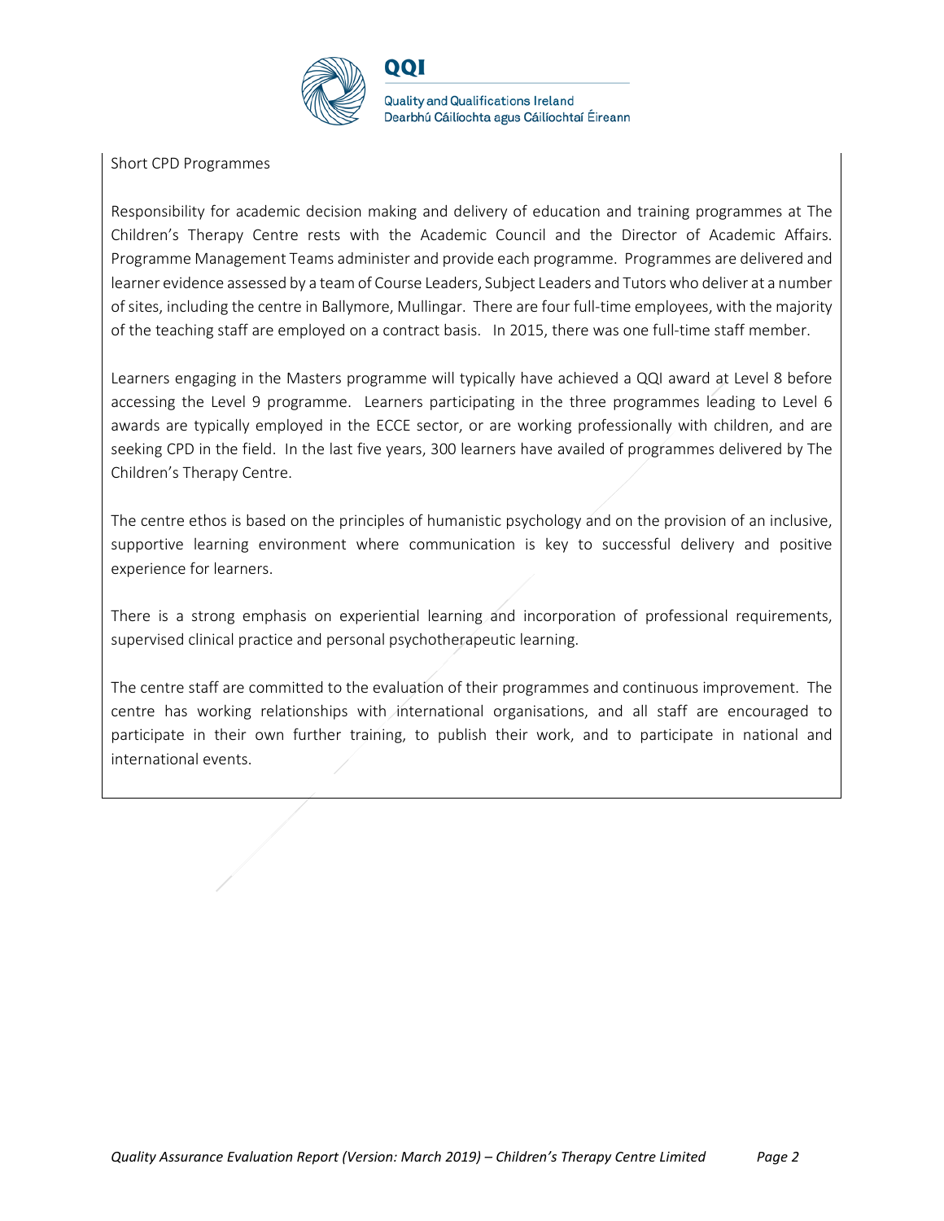Short CPD Programmes

Responsibility for academic decision making and delivery of education and training programmes at The Children's Therapy Centre rests with the Academic Council and the Director of Academic Affairs. Programme Management Teams administer and provide each programme. Programmes are delivered and learner evidence assessed by a team of Course Leaders, Subject Leaders and Tutors who deliver at a number of sites, including the centre in Ballymore, Mullingar. There are four full-time employees, with the majority of the teaching staff are employed on a contract basis. In 2015, there was one full-time staff member.

Learners engaging in the Masters programme will typically have achieved a QQI award at Level 8 before accessing the Level 9 programme. Learners participating in the three programmes leading to Level 6 awards are typically employed in the ECCE sector, or are working professionally with children, and are seeking CPD in the field. In the last five years, 300 learners have availed of programmes delivered by The Children's Therapy Centre.

The centre ethos is based on the principles of humanistic psychology and on the provision of an inclusive, supportive learning environment where communication is key to successful delivery and positive experience for learners.

There is a strong emphasis on experiential learning and incorporation of professional requirements, supervised clinical practice and personal psychotherapeutic learning.

The centre staff are committed to the evaluation of their programmes and continuous improvement. The centre has working relationships with international organisations, and all staff are encouraged to participate in their own further training, to publish their work, and to participate in national and international events.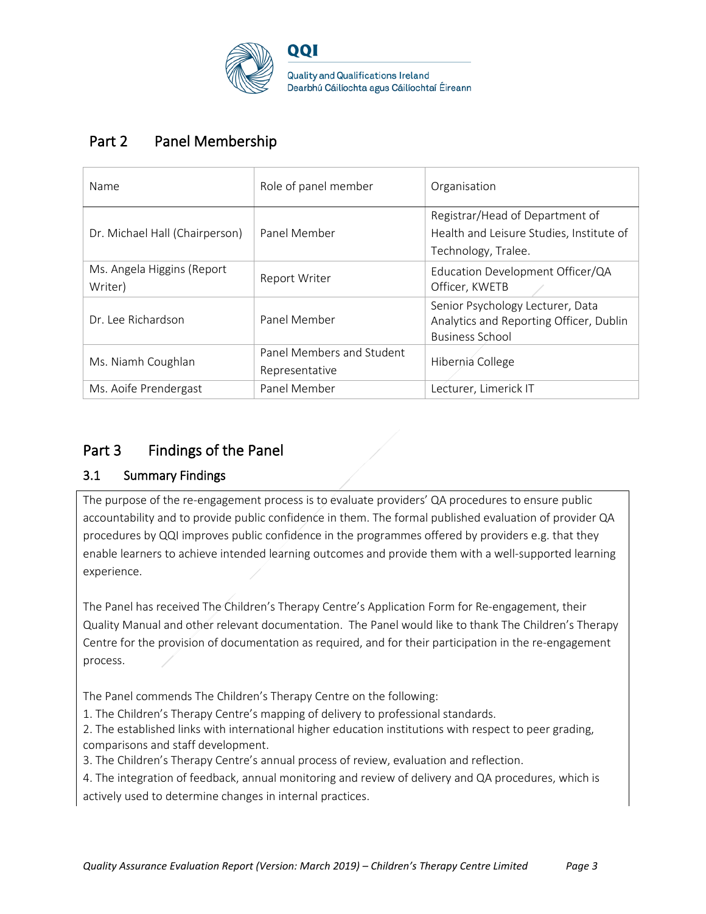## Part 2 Panel Membership

| Name | Role of panel member | Organisation |
|---|---|---|
| Dr. Michael Hall (Chairperson) | Panel Member | Registrar/Head of Department of Health and Leisure Studies, Institute of Technology, Tralee. |
| Ms. Angela Higgins (Report Writer) | Report Writer | Education Development Officer/QA Officer, KWETB |
| Dr. Lee Richardson | Panel Member | Senior Psychology Lecturer, Data Analytics and Reporting Officer, Dublin Business School |
| Ms. Niamh Coughlan | Panel Members and Student Representative | Hibernia College |
| Ms. Aoife Prendergast | Panel Member | Lecturer, Limerick IT |

## Part 3 Findings of the Panel

### 3.1 Summary Findings

The purpose of the re-engagement process is to evaluate providers' QA procedures to ensure public accountability and to provide public confidence in them. The formal published evaluation of provider QA procedures by QQI improves public confidence in the programmes offered by providers e.g. that they enable learners to achieve intended learning outcomes and provide them with a well-supported learning experience.

The Panel has received The Children's Therapy Centre's Application Form for Re-engagement, their Quality Manual and other relevant documentation. The Panel would like to thank The Children's Therapy Centre for the provision of documentation as required, and for their participation in the re-engagement process.

The Panel commends The Children's Therapy Centre on the following:

1. The Children's Therapy Centre's mapping of delivery to professional standards.
2. The established links with international higher education institutions with respect to peer grading, comparisons and staff development.
3. The Children's Therapy Centre's annual process of review, evaluation and reflection.
4. The integration of feedback, annual monitoring and review of delivery and QA procedures, which is actively used to determine changes in internal practices.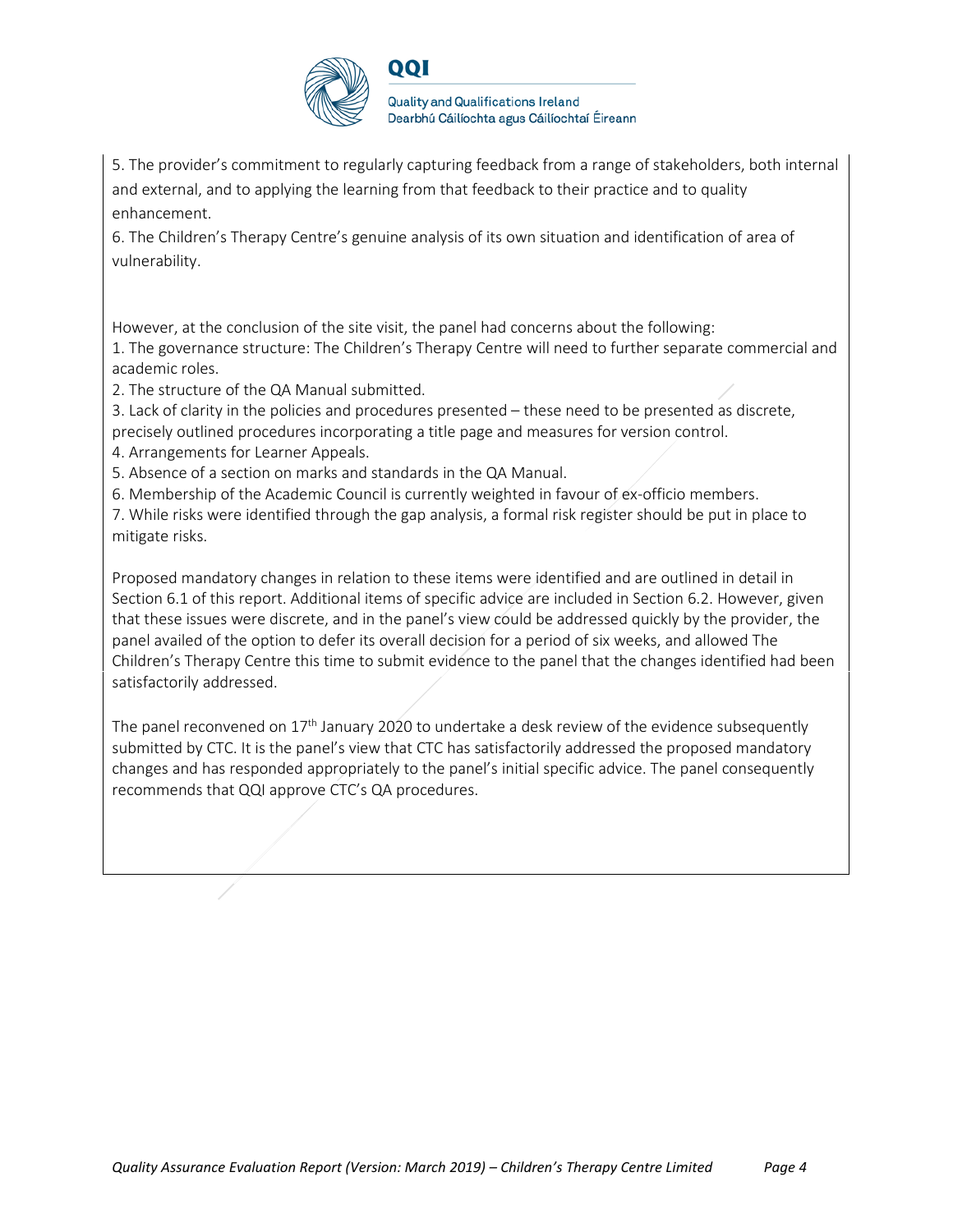5. The provider's commitment to regularly capturing feedback from a range of stakeholders, both internal and external, and to applying the learning from that feedback to their practice and to quality enhancement.
6. The Children's Therapy Centre's genuine analysis of its own situation and identification of area of vulnerability.

However, at the conclusion of the site visit, the panel had concerns about the following:
1. The governance structure: The Children's Therapy Centre will need to further separate commercial and academic roles.
2. The structure of the QA Manual submitted.
3. Lack of clarity in the policies and procedures presented – these need to be presented as discrete, precisely outlined procedures incorporating a title page and measures for version control.
4. Arrangements for Learner Appeals.
5. Absence of a section on marks and standards in the QA Manual.
6. Membership of the Academic Council is currently weighted in favour of ex-officio members.
7. While risks were identified through the gap analysis, a formal risk register should be put in place to mitigate risks.

Proposed mandatory changes in relation to these items were identified and are outlined in detail in Section 6.1 of this report. Additional items of specific advice are included in Section 6.2. However, given that these issues were discrete, and in the panel's view could be addressed quickly by the provider, the panel availed of the option to defer its overall decision for a period of six weeks, and allowed The Children's Therapy Centre this time to submit evidence to the panel that the changes identified had been satisfactorily addressed.

The panel reconvened on 17th January 2020 to undertake a desk review of the evidence subsequently submitted by CTC. It is the panel's view that CTC has satisfactorily addressed the proposed mandatory changes and has responded appropriately to the panel's initial specific advice. The panel consequently recommends that QQI approve CTC's QA procedures.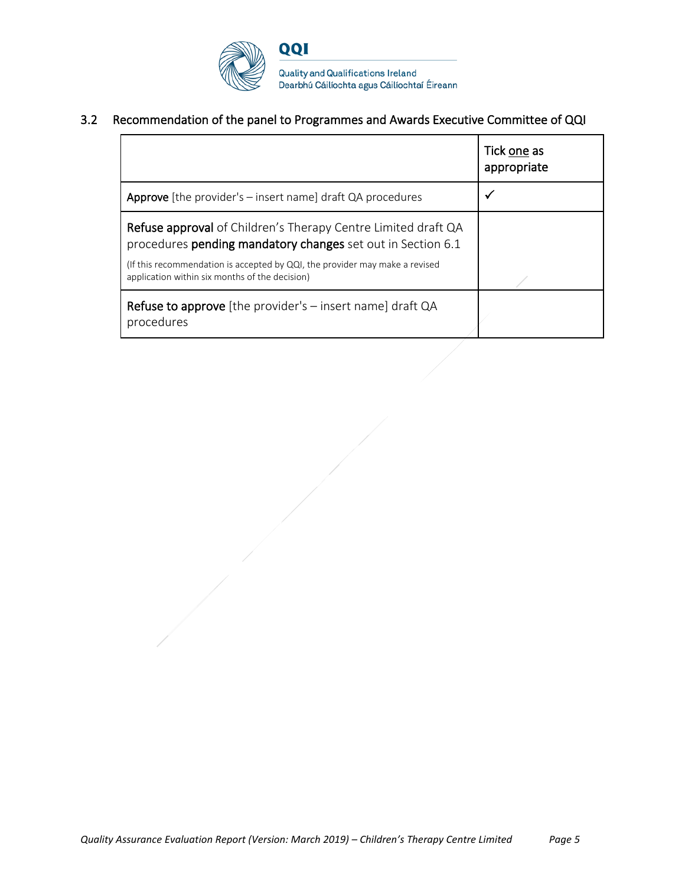## 3.2 Recommendation of the panel to Programmes and Awards Executive Committee of QQI

| | Tick one as appropriate |
|---|---|
| **Approve** [the provider's – insert name] draft QA procedures | ✓ |
| **Refuse approval** of Children's Therapy Centre Limited draft QA procedures **pending mandatory changes** set out in Section 6.1<br>(If this recommendation is accepted by QQI, the provider may make a revised application within six months of the decision) | |
| **Refuse to approve** [the provider's – insert name] draft QA procedures | |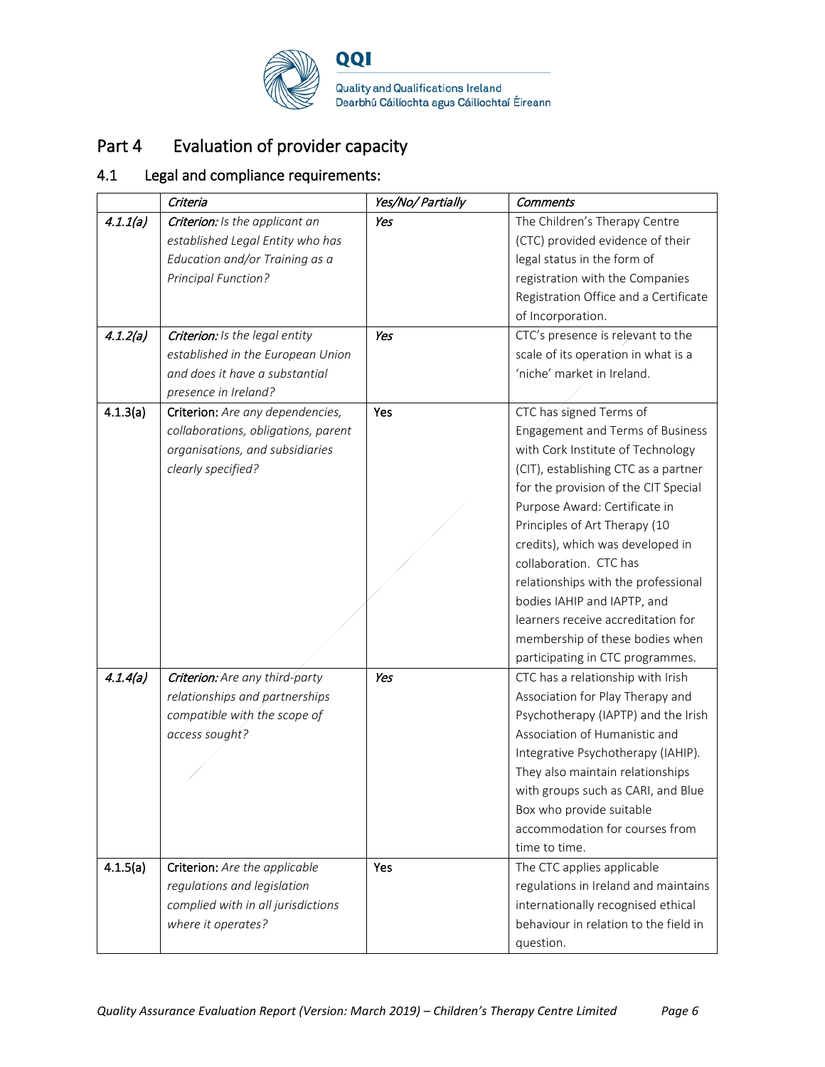## Part 4 Evaluation of provider capacity

### 4.1 Legal and compliance requirements:

| | *Criteria* | *Yes/No/ Partially* | *Comments* |
|---|---|---|---|
| *4.1.1(a)* | ***Criterion:*** *Is the applicant an established Legal Entity who has Education and/or Training as a Principal Function?* | *Yes* | The Children's Therapy Centre (CTC) provided evidence of their legal status in the form of registration with the Companies Registration Office and a Certificate of Incorporation. |
| *4.1.2(a)* | ***Criterion:*** *Is the legal entity established in the European Union and does it have a substantial presence in Ireland?* | *Yes* | CTC's presence is relevant to the scale of its operation in what is a 'niche' market in Ireland. |
| 4.1.3(a) | **Criterion:** *Are any dependencies, collaborations, obligations, parent organisations, and subsidiaries clearly specified?* | Yes | CTC has signed Terms of Engagement and Terms of Business with Cork Institute of Technology (CIT), establishing CTC as a partner for the provision of the CIT Special Purpose Award: Certificate in Principles of Art Therapy (10 credits), which was developed in collaboration. CTC has relationships with the professional bodies IAHIP and IAPTP, and learners receive accreditation for membership of these bodies when participating in CTC programmes. |
| *4.1.4(a)* | ***Criterion:*** *Are any third-party relationships and partnerships compatible with the scope of access sought?* | *Yes* | CTC has a relationship with Irish Association for Play Therapy and Psychotherapy (IAPTP) and the Irish Association of Humanistic and Integrative Psychotherapy (IAHIP). They also maintain relationships with groups such as CARI, and Blue Box who provide suitable accommodation for courses from time to time. |
| 4.1.5(a) | **Criterion:** *Are the applicable regulations and legislation complied with in all jurisdictions where it operates?* | Yes | The CTC applies applicable regulations in Ireland and maintains internationally recognised ethical behaviour in relation to the field in question. |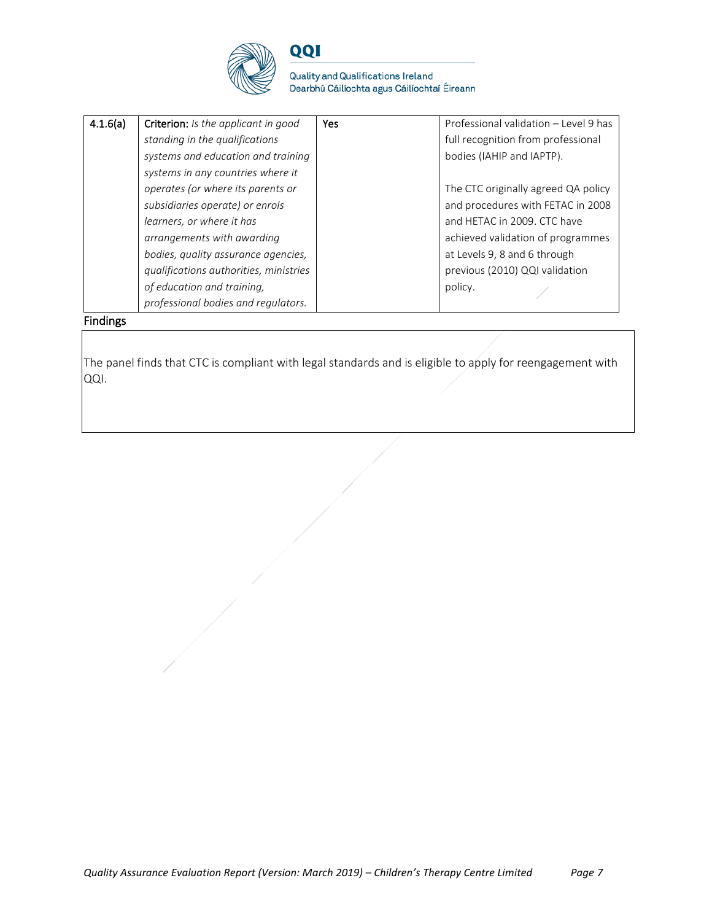| 4.1.6(a) | **Criterion:** *Is the applicant in good standing in the qualifications systems and education and training systems in any countries where it operates (or where its parents or subsidiaries operate) or enrols learners, or where it has arrangements with awarding bodies, quality assurance agencies, qualifications authorities, ministries of education and training, professional bodies and regulators.* | Yes | Professional validation – Level 9 has full recognition from professional bodies (IAHIP and IAPTP).<br><br>The CTC originally agreed QA policy and procedures with FETAC in 2008 and HETAC in 2009. CTC have achieved validation of programmes at Levels 9, 8 and 6 through previous (2010) QQI validation policy. |
|---|---|---|---|

Findings

The panel finds that CTC is compliant with legal standards and is eligible to apply for reengagement with QQI.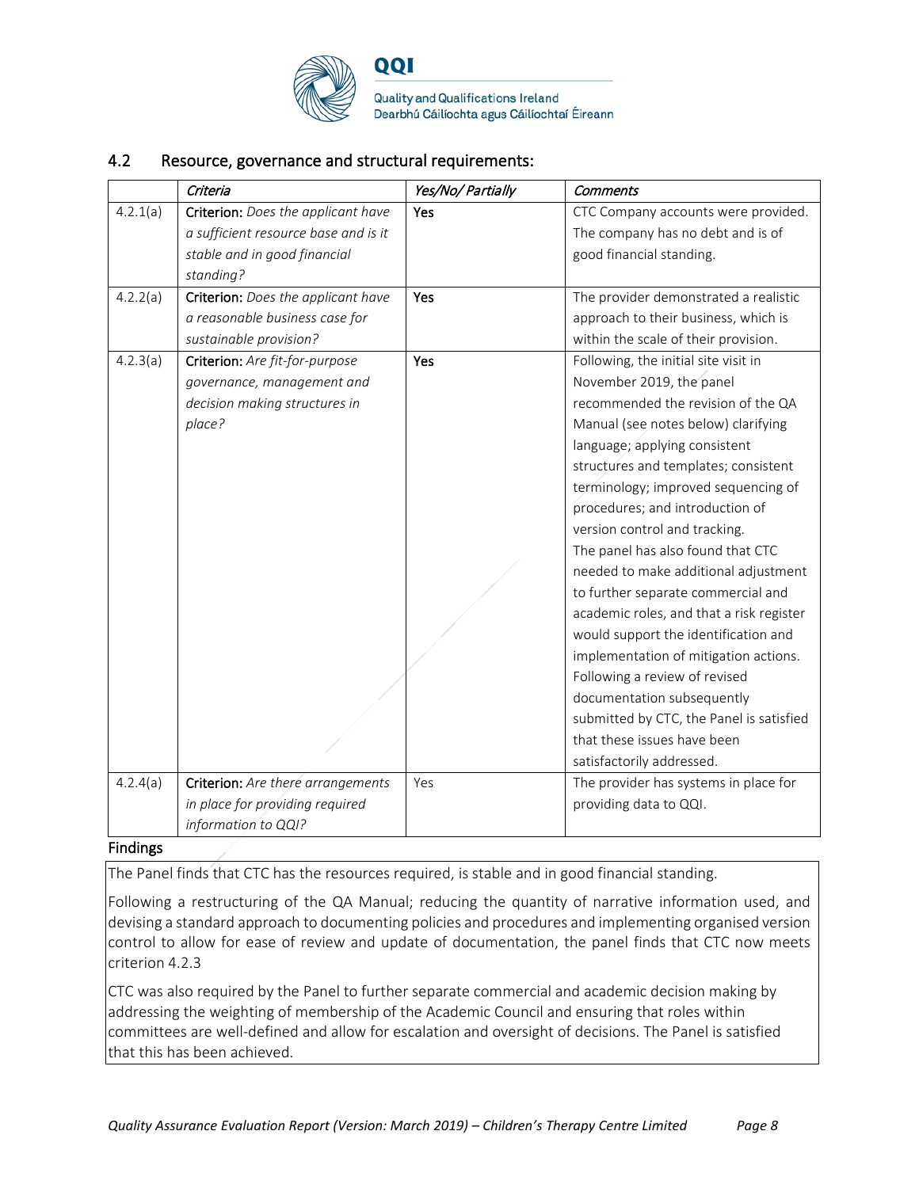## 4.2 Resource, governance and structural requirements:

| | *Criteria* | *Yes/No/ Partially* | *Comments* |
|---|---|---|---|
| 4.2.1(a) | **Criterion:** *Does the applicant have a sufficient resource base and is it stable and in good financial standing?* | Yes | CTC Company accounts were provided. The company has no debt and is of good financial standing. |
| 4.2.2(a) | **Criterion:** *Does the applicant have a reasonable business case for sustainable provision?* | Yes | The provider demonstrated a realistic approach to their business, which is within the scale of their provision. |
| 4.2.3(a) | **Criterion:** *Are fit-for-purpose governance, management and decision making structures in place?* | Yes | Following, the initial site visit in November 2019, the panel recommended the revision of the QA Manual (see notes below) clarifying language; applying consistent structures and templates; consistent terminology; improved sequencing of procedures; and introduction of version control and tracking. The panel has also found that CTC needed to make additional adjustment to further separate commercial and academic roles, and that a risk register would support the identification and implementation of mitigation actions. Following a review of revised documentation subsequently submitted by CTC, the Panel is satisfied that these issues have been satisfactorily addressed. |
| 4.2.4(a) | **Criterion:** *Are there arrangements in place for providing required information to QQI?* | Yes | The provider has systems in place for providing data to QQI. |

**Findings**

The Panel finds that CTC has the resources required, is stable and in good financial standing.

Following a restructuring of the QA Manual; reducing the quantity of narrative information used, and devising a standard approach to documenting policies and procedures and implementing organised version control to allow for ease of review and update of documentation, the panel finds that CTC now meets criterion 4.2.3

CTC was also required by the Panel to further separate commercial and academic decision making by addressing the weighting of membership of the Academic Council and ensuring that roles within committees are well-defined and allow for escalation and oversight of decisions. The Panel is satisfied that this has been achieved.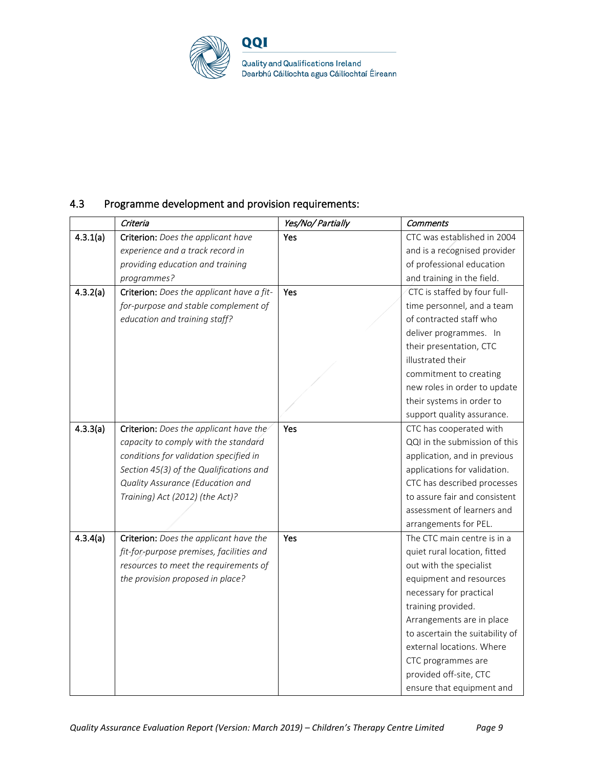## 4.3 Programme development and provision requirements:

| | *Criteria* | *Yes/No/ Partially* | *Comments* |
|---|---|---|---|
| 4.3.1(a) | **Criterion:** *Does the applicant have experience and a track record in providing education and training programmes?* | Yes | CTC was established in 2004 and is a recognised provider of professional education and training in the field. |
| 4.3.2(a) | **Criterion:** *Does the applicant have a fit-for-purpose and stable complement of education and training staff?* | Yes | CTC is staffed by four full-time personnel, and a team of contracted staff who deliver programmes. In their presentation, CTC illustrated their commitment to creating new roles in order to update their systems in order to support quality assurance. |
| 4.3.3(a) | **Criterion:** *Does the applicant have the capacity to comply with the standard conditions for validation specified in Section 45(3) of the Qualifications and Quality Assurance (Education and Training) Act (2012) (the Act)?* | Yes | CTC has cooperated with QQI in the submission of this application, and in previous applications for validation. CTC has described processes to assure fair and consistent assessment of learners and arrangements for PEL. |
| 4.3.4(a) | **Criterion:** *Does the applicant have the fit-for-purpose premises, facilities and resources to meet the requirements of the provision proposed in place?* | Yes | The CTC main centre is in a quiet rural location, fitted out with the specialist equipment and resources necessary for practical training provided. Arrangements are in place to ascertain the suitability of external locations. Where CTC programmes are provided off-site, CTC ensure that equipment and |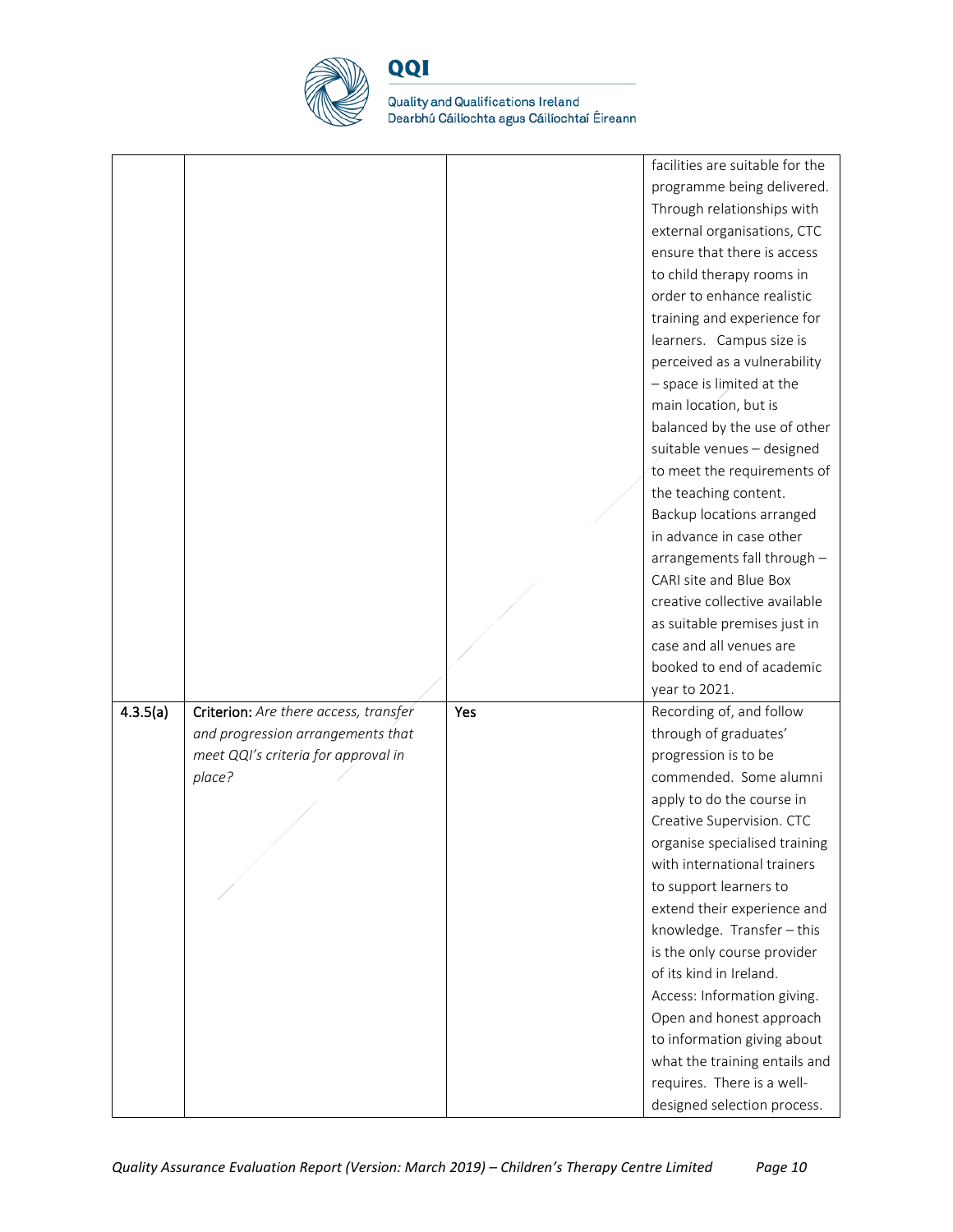|  |  |  | facilities are suitable for the programme being delivered. Through relationships with external organisations, CTC ensure that there is access to child therapy rooms in order to enhance realistic training and experience for learners. Campus size is perceived as a vulnerability – space is limited at the main location, but is balanced by the use of other suitable venues – designed to meet the requirements of the teaching content. Backup locations arranged in advance in case other arrangements fall through – CARI site and Blue Box creative collective available as suitable premises just in case and all venues are booked to end of academic year to 2021. |
|---|---|---|---|
| 4.3.5(a) | **Criterion:** *Are there access, transfer and progression arrangements that meet QQI's criteria for approval in place?* | Yes | Recording of, and follow through of graduates' progression is to be commended. Some alumni apply to do the course in Creative Supervision. CTC organise specialised training with international trainers to support learners to extend their experience and knowledge. Transfer – this is the only course provider of its kind in Ireland. Access: Information giving. Open and honest approach to information giving about what the training entails and requires. There is a well-designed selection process. |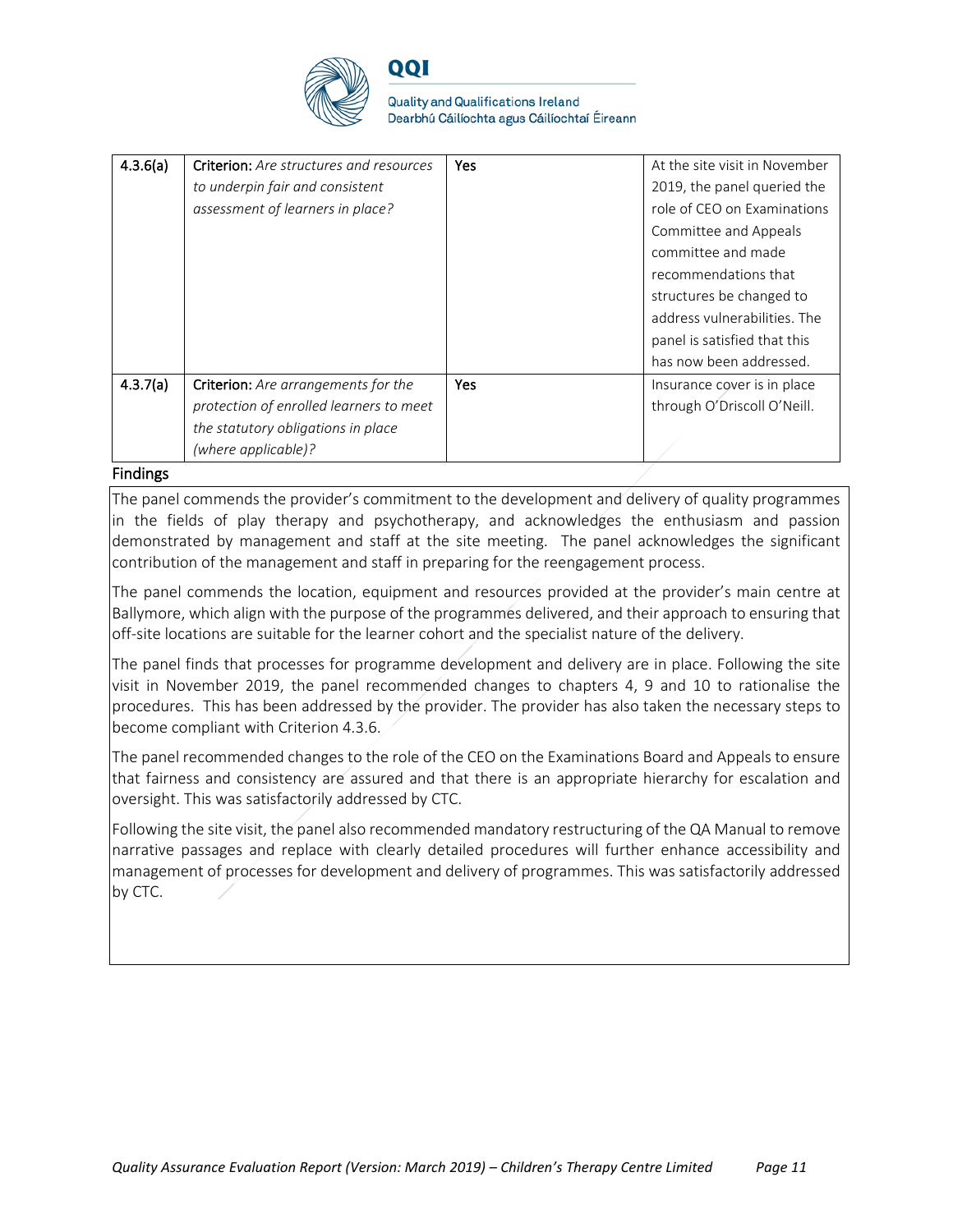| 4.3.6(a) | **Criterion:** *Are structures and resources to underpin fair and consistent assessment of learners in place?* | Yes | At the site visit in November 2019, the panel queried the role of CEO on Examinations Committee and Appeals committee and made recommendations that structures be changed to address vulnerabilities. The panel is satisfied that this has now been addressed. |
|---|---|---|---|
| 4.3.7(a) | **Criterion:** *Are arrangements for the protection of enrolled learners to meet the statutory obligations in place (where applicable)?* | Yes | Insurance cover is in place through O'Driscoll O'Neill. |

**Findings**

The panel commends the provider's commitment to the development and delivery of quality programmes in the fields of play therapy and psychotherapy, and acknowledges the enthusiasm and passion demonstrated by management and staff at the site meeting. The panel acknowledges the significant contribution of the management and staff in preparing for the reengagement process.

The panel commends the location, equipment and resources provided at the provider's main centre at Ballymore, which align with the purpose of the programmes delivered, and their approach to ensuring that off-site locations are suitable for the learner cohort and the specialist nature of the delivery.

The panel finds that processes for programme development and delivery are in place. Following the site visit in November 2019, the panel recommended changes to chapters 4, 9 and 10 to rationalise the procedures. This has been addressed by the provider. The provider has also taken the necessary steps to become compliant with Criterion 4.3.6.

The panel recommended changes to the role of the CEO on the Examinations Board and Appeals to ensure that fairness and consistency are assured and that there is an appropriate hierarchy for escalation and oversight. This was satisfactorily addressed by CTC.

Following the site visit, the panel also recommended mandatory restructuring of the QA Manual to remove narrative passages and replace with clearly detailed procedures will further enhance accessibility and management of processes for development and delivery of programmes. This was satisfactorily addressed by CTC.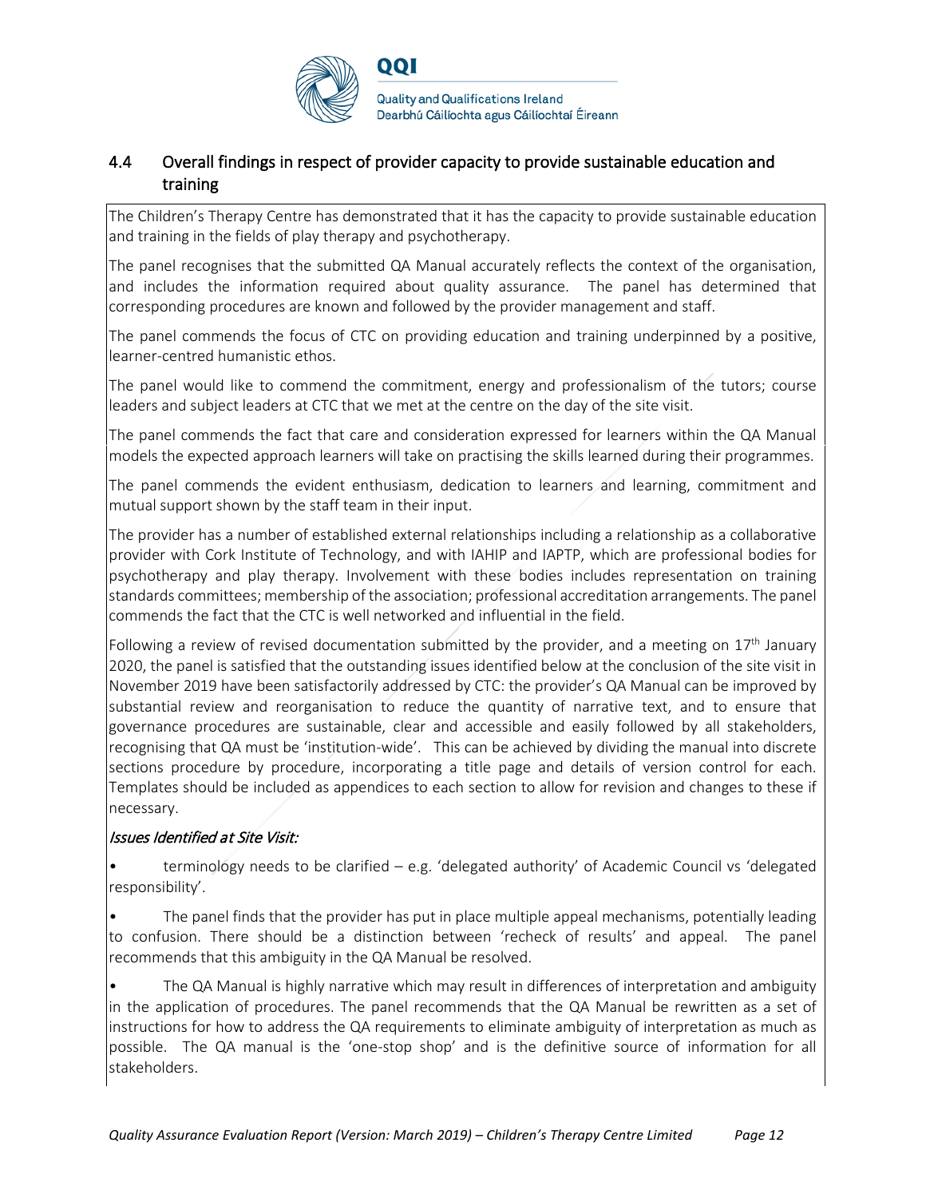## 4.4 Overall findings in respect of provider capacity to provide sustainable education and training

The Children's Therapy Centre has demonstrated that it has the capacity to provide sustainable education and training in the fields of play therapy and psychotherapy.

The panel recognises that the submitted QA Manual accurately reflects the context of the organisation, and includes the information required about quality assurance. The panel has determined that corresponding procedures are known and followed by the provider management and staff.

The panel commends the focus of CTC on providing education and training underpinned by a positive, learner-centred humanistic ethos.

The panel would like to commend the commitment, energy and professionalism of the tutors; course leaders and subject leaders at CTC that we met at the centre on the day of the site visit.

The panel commends the fact that care and consideration expressed for learners within the QA Manual models the expected approach learners will take on practising the skills learned during their programmes.

The panel commends the evident enthusiasm, dedication to learners and learning, commitment and mutual support shown by the staff team in their input.

The provider has a number of established external relationships including a relationship as a collaborative provider with Cork Institute of Technology, and with IAHIP and IAPTP, which are professional bodies for psychotherapy and play therapy. Involvement with these bodies includes representation on training standards committees; membership of the association; professional accreditation arrangements. The panel commends the fact that the CTC is well networked and influential in the field.

Following a review of revised documentation submitted by the provider, and a meeting on 17th January 2020, the panel is satisfied that the outstanding issues identified below at the conclusion of the site visit in November 2019 have been satisfactorily addressed by CTC: the provider's QA Manual can be improved by substantial review and reorganisation to reduce the quantity of narrative text, and to ensure that governance procedures are sustainable, clear and accessible and easily followed by all stakeholders, recognising that QA must be 'institution-wide'. This can be achieved by dividing the manual into discrete sections procedure by procedure, incorporating a title page and details of version control for each. Templates should be included as appendices to each section to allow for revision and changes to these if necessary.

*Issues Identified at Site Visit:*

- terminology needs to be clarified – e.g. 'delegated authority' of Academic Council vs 'delegated responsibility'.
- The panel finds that the provider has put in place multiple appeal mechanisms, potentially leading to confusion. There should be a distinction between 'recheck of results' and appeal. The panel recommends that this ambiguity in the QA Manual be resolved.
- The QA Manual is highly narrative which may result in differences of interpretation and ambiguity in the application of procedures. The panel recommends that the QA Manual be rewritten as a set of instructions for how to address the QA requirements to eliminate ambiguity of interpretation as much as possible. The QA manual is the 'one-stop shop' and is the definitive source of information for all stakeholders.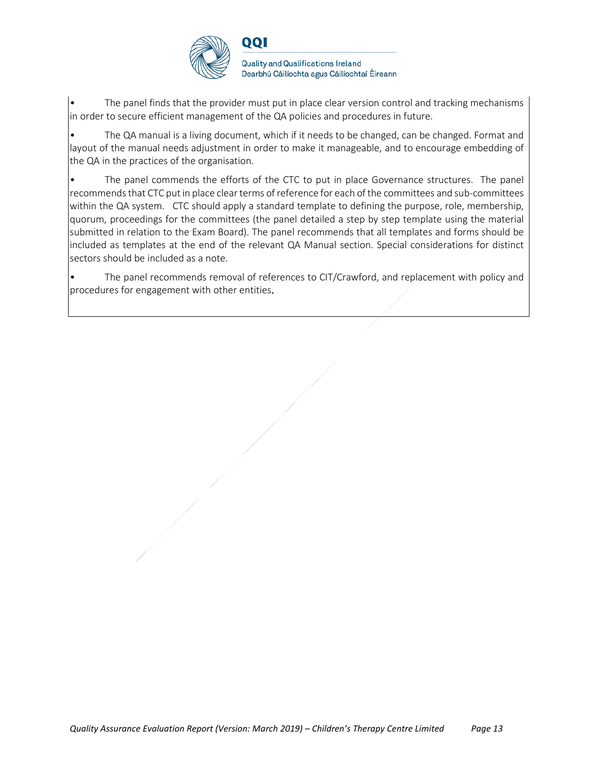- The panel finds that the provider must put in place clear version control and tracking mechanisms in order to secure efficient management of the QA policies and procedures in future.
- The QA manual is a living document, which if it needs to be changed, can be changed. Format and layout of the manual needs adjustment in order to make it manageable, and to encourage embedding of the QA in the practices of the organisation.
- The panel commends the efforts of the CTC to put in place Governance structures. The panel recommends that CTC put in place clear terms of reference for each of the committees and sub-committees within the QA system. CTC should apply a standard template to defining the purpose, role, membership, quorum, proceedings for the committees (the panel detailed a step by step template using the material submitted in relation to the Exam Board). The panel recommends that all templates and forms should be included as templates at the end of the relevant QA Manual section. Special considerations for distinct sectors should be included as a note.
- The panel recommends removal of references to CIT/Crawford, and replacement with policy and procedures for engagement with other entities.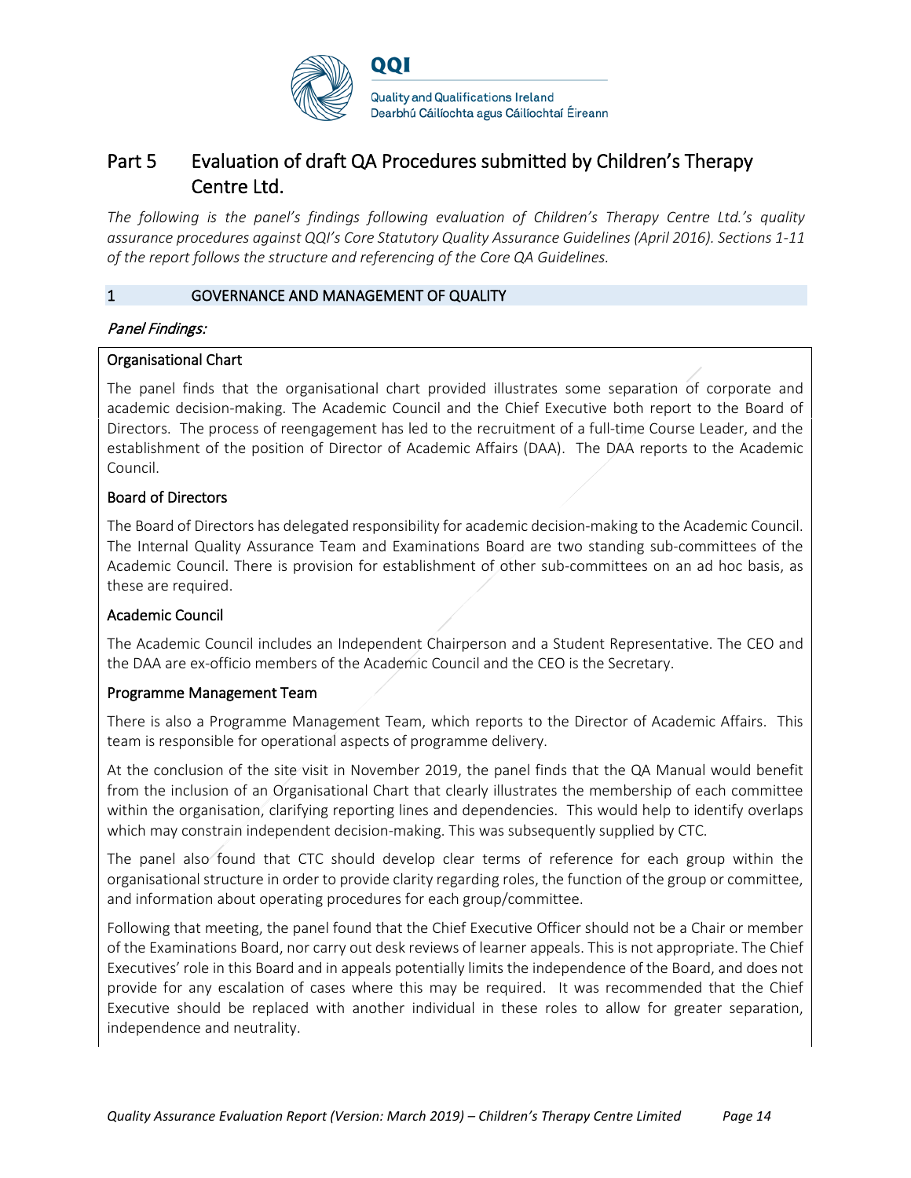## Part 5 Evaluation of draft QA Procedures submitted by Children's Therapy Centre Ltd.

*The following is the panel's findings following evaluation of Children's Therapy Centre Ltd.'s quality assurance procedures against QQI's Core Statutory Quality Assurance Guidelines (April 2016). Sections 1-11 of the report follows the structure and referencing of the Core QA Guidelines.*

### 1 GOVERNANCE AND MANAGEMENT OF QUALITY

*Panel Findings:*

**Organisational Chart**

The panel finds that the organisational chart provided illustrates some separation of corporate and academic decision-making. The Academic Council and the Chief Executive both report to the Board of Directors. The process of reengagement has led to the recruitment of a full-time Course Leader, and the establishment of the position of Director of Academic Affairs (DAA). The DAA reports to the Academic Council.

**Board of Directors**

The Board of Directors has delegated responsibility for academic decision-making to the Academic Council. The Internal Quality Assurance Team and Examinations Board are two standing sub-committees of the Academic Council. There is provision for establishment of other sub-committees on an ad hoc basis, as these are required.

**Academic Council**

The Academic Council includes an Independent Chairperson and a Student Representative. The CEO and the DAA are ex-officio members of the Academic Council and the CEO is the Secretary.

**Programme Management Team**

There is also a Programme Management Team, which reports to the Director of Academic Affairs. This team is responsible for operational aspects of programme delivery.

At the conclusion of the site visit in November 2019, the panel finds that the QA Manual would benefit from the inclusion of an Organisational Chart that clearly illustrates the membership of each committee within the organisation, clarifying reporting lines and dependencies. This would help to identify overlaps which may constrain independent decision-making. This was subsequently supplied by CTC.

The panel also found that CTC should develop clear terms of reference for each group within the organisational structure in order to provide clarity regarding roles, the function of the group or committee, and information about operating procedures for each group/committee.

Following that meeting, the panel found that the Chief Executive Officer should not be a Chair or member of the Examinations Board, nor carry out desk reviews of learner appeals. This is not appropriate. The Chief Executives' role in this Board and in appeals potentially limits the independence of the Board, and does not provide for any escalation of cases where this may be required. It was recommended that the Chief Executive should be replaced with another individual in these roles to allow for greater separation, independence and neutrality.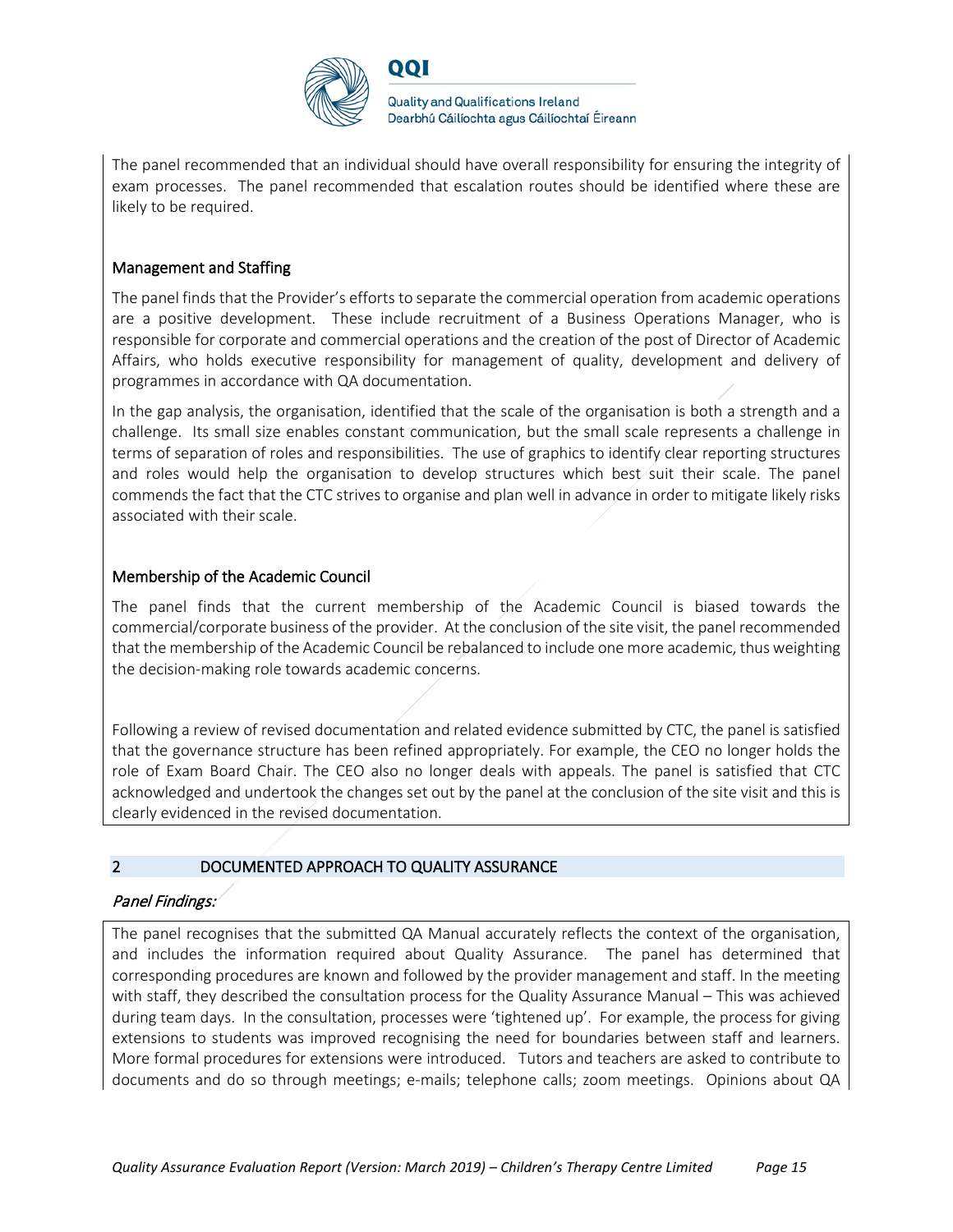The panel recommended that an individual should have overall responsibility for ensuring the integrity of exam processes. The panel recommended that escalation routes should be identified where these are likely to be required.

### Management and Staffing

The panel finds that the Provider's efforts to separate the commercial operation from academic operations are a positive development. These include recruitment of a Business Operations Manager, who is responsible for corporate and commercial operations and the creation of the post of Director of Academic Affairs, who holds executive responsibility for management of quality, development and delivery of programmes in accordance with QA documentation.

In the gap analysis, the organisation, identified that the scale of the organisation is both a strength and a challenge. Its small size enables constant communication, but the small scale represents a challenge in terms of separation of roles and responsibilities. The use of graphics to identify clear reporting structures and roles would help the organisation to develop structures which best suit their scale. The panel commends the fact that the CTC strives to organise and plan well in advance in order to mitigate likely risks associated with their scale.

### Membership of the Academic Council

The panel finds that the current membership of the Academic Council is biased towards the commercial/corporate business of the provider. At the conclusion of the site visit, the panel recommended that the membership of the Academic Council be rebalanced to include one more academic, thus weighting the decision-making role towards academic concerns.

Following a review of revised documentation and related evidence submitted by CTC, the panel is satisfied that the governance structure has been refined appropriately. For example, the CEO no longer holds the role of Exam Board Chair. The CEO also no longer deals with appeals. The panel is satisfied that CTC acknowledged and undertook the changes set out by the panel at the conclusion of the site visit and this is clearly evidenced in the revised documentation.

## 2 DOCUMENTED APPROACH TO QUALITY ASSURANCE

*Panel Findings:*

The panel recognises that the submitted QA Manual accurately reflects the context of the organisation, and includes the information required about Quality Assurance. The panel has determined that corresponding procedures are known and followed by the provider management and staff. In the meeting with staff, they described the consultation process for the Quality Assurance Manual – This was achieved during team days. In the consultation, processes were 'tightened up'. For example, the process for giving extensions to students was improved recognising the need for boundaries between staff and learners. More formal procedures for extensions were introduced. Tutors and teachers are asked to contribute to documents and do so through meetings; e-mails; telephone calls; zoom meetings. Opinions about QA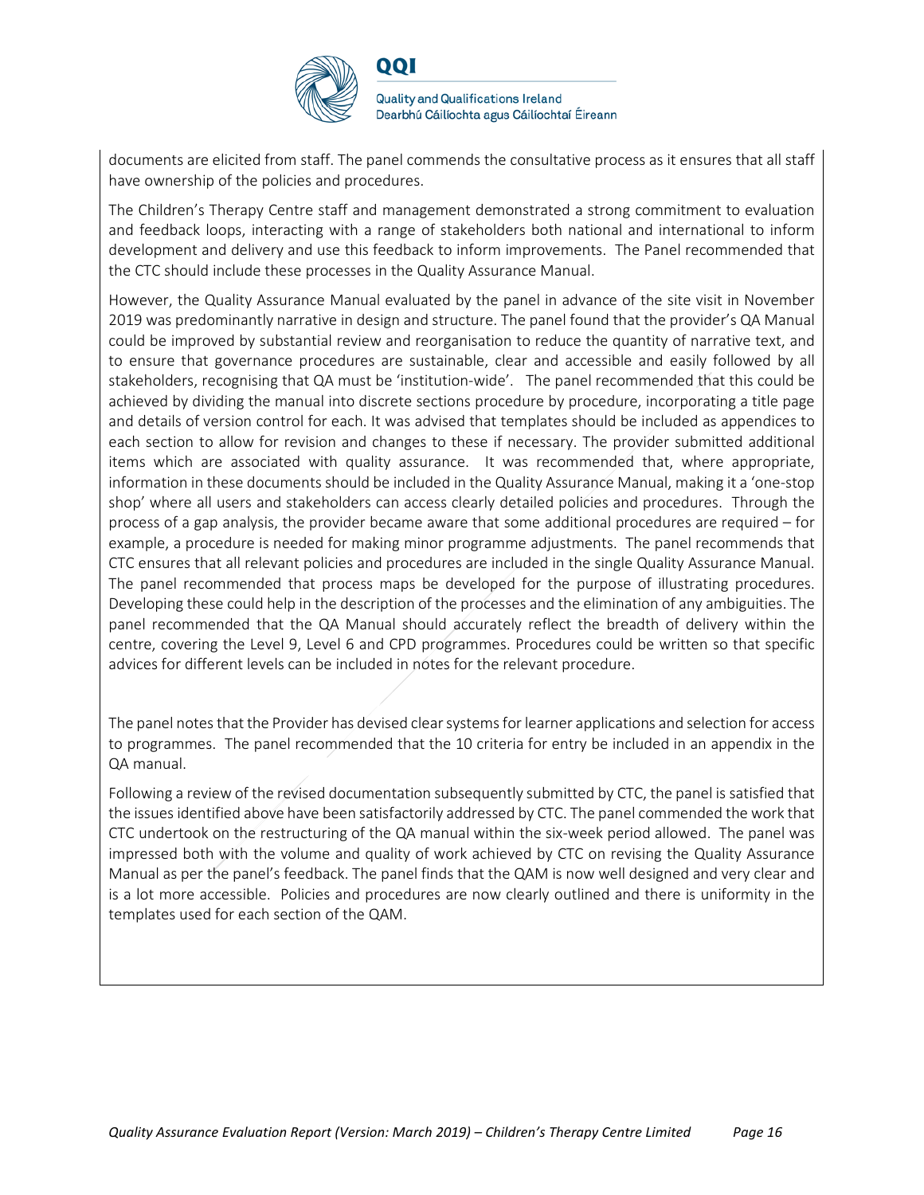documents are elicited from staff. The panel commends the consultative process as it ensures that all staff have ownership of the policies and procedures.

The Children's Therapy Centre staff and management demonstrated a strong commitment to evaluation and feedback loops, interacting with a range of stakeholders both national and international to inform development and delivery and use this feedback to inform improvements. The Panel recommended that the CTC should include these processes in the Quality Assurance Manual.

However, the Quality Assurance Manual evaluated by the panel in advance of the site visit in November 2019 was predominantly narrative in design and structure. The panel found that the provider's QA Manual could be improved by substantial review and reorganisation to reduce the quantity of narrative text, and to ensure that governance procedures are sustainable, clear and accessible and easily followed by all stakeholders, recognising that QA must be 'institution-wide'. The panel recommended that this could be achieved by dividing the manual into discrete sections procedure by procedure, incorporating a title page and details of version control for each. It was advised that templates should be included as appendices to each section to allow for revision and changes to these if necessary. The provider submitted additional items which are associated with quality assurance. It was recommended that, where appropriate, information in these documents should be included in the Quality Assurance Manual, making it a 'one-stop shop' where all users and stakeholders can access clearly detailed policies and procedures. Through the process of a gap analysis, the provider became aware that some additional procedures are required – for example, a procedure is needed for making minor programme adjustments. The panel recommends that CTC ensures that all relevant policies and procedures are included in the single Quality Assurance Manual. The panel recommended that process maps be developed for the purpose of illustrating procedures. Developing these could help in the description of the processes and the elimination of any ambiguities. The panel recommended that the QA Manual should accurately reflect the breadth of delivery within the centre, covering the Level 9, Level 6 and CPD programmes. Procedures could be written so that specific advices for different levels can be included in notes for the relevant procedure.

The panel notes that the Provider has devised clear systems for learner applications and selection for access to programmes. The panel recommended that the 10 criteria for entry be included in an appendix in the QA manual.

Following a review of the revised documentation subsequently submitted by CTC, the panel is satisfied that the issues identified above have been satisfactorily addressed by CTC. The panel commended the work that CTC undertook on the restructuring of the QA manual within the six-week period allowed. The panel was impressed both with the volume and quality of work achieved by CTC on revising the Quality Assurance Manual as per the panel's feedback. The panel finds that the QAM is now well designed and very clear and is a lot more accessible. Policies and procedures are now clearly outlined and there is uniformity in the templates used for each section of the QAM.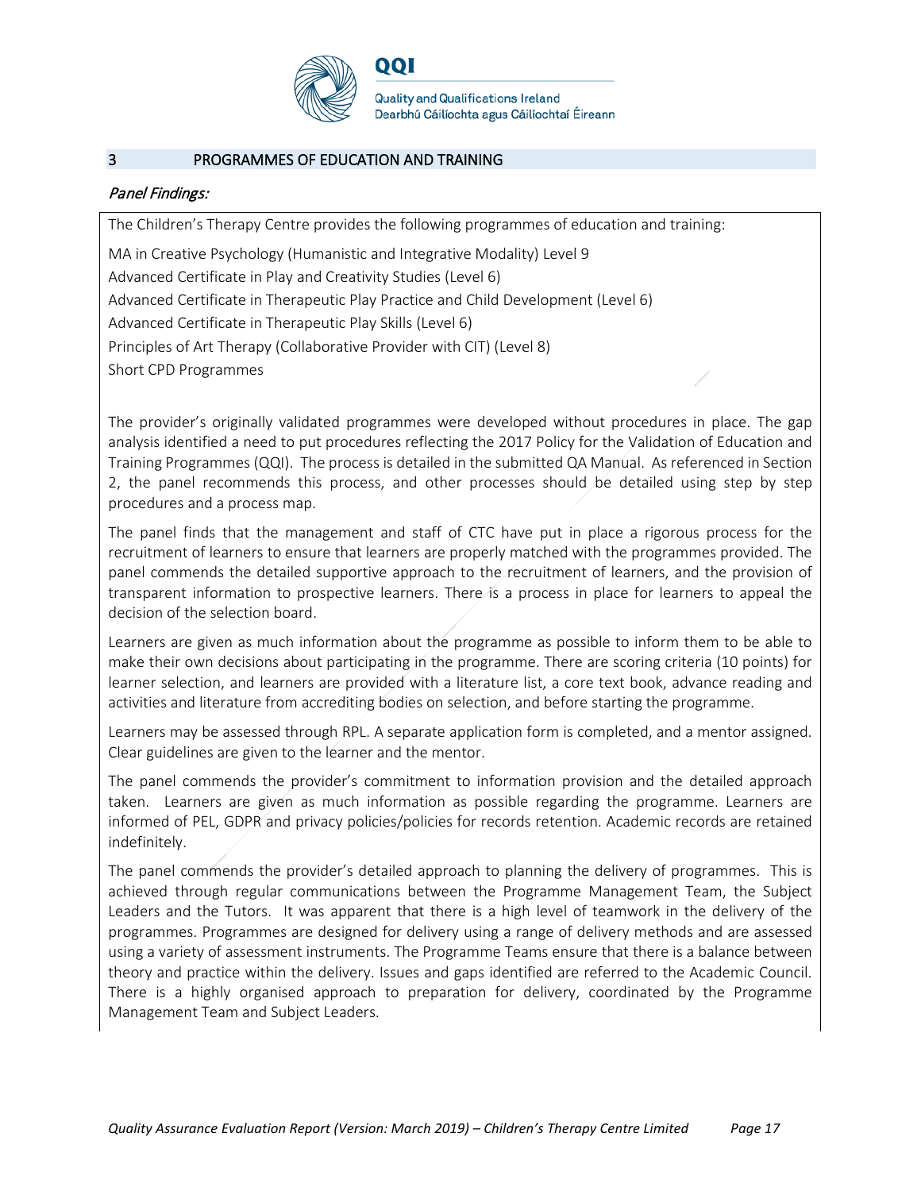## 3 PROGRAMMES OF EDUCATION AND TRAINING

*Panel Findings:*

The Children's Therapy Centre provides the following programmes of education and training:

MA in Creative Psychology (Humanistic and Integrative Modality) Level 9

Advanced Certificate in Play and Creativity Studies (Level 6)

Advanced Certificate in Therapeutic Play Practice and Child Development (Level 6)

Advanced Certificate in Therapeutic Play Skills (Level 6)

Principles of Art Therapy (Collaborative Provider with CIT) (Level 8)

Short CPD Programmes

The provider's originally validated programmes were developed without procedures in place. The gap analysis identified a need to put procedures reflecting the 2017 Policy for the Validation of Education and Training Programmes (QQI). The process is detailed in the submitted QA Manual. As referenced in Section 2, the panel recommends this process, and other processes should be detailed using step by step procedures and a process map.

The panel finds that the management and staff of CTC have put in place a rigorous process for the recruitment of learners to ensure that learners are properly matched with the programmes provided. The panel commends the detailed supportive approach to the recruitment of learners, and the provision of transparent information to prospective learners. There is a process in place for learners to appeal the decision of the selection board.

Learners are given as much information about the programme as possible to inform them to be able to make their own decisions about participating in the programme. There are scoring criteria (10 points) for learner selection, and learners are provided with a literature list, a core text book, advance reading and activities and literature from accrediting bodies on selection, and before starting the programme.

Learners may be assessed through RPL. A separate application form is completed, and a mentor assigned. Clear guidelines are given to the learner and the mentor.

The panel commends the provider's commitment to information provision and the detailed approach taken. Learners are given as much information as possible regarding the programme. Learners are informed of PEL, GDPR and privacy policies/policies for records retention. Academic records are retained indefinitely.

The panel commends the provider's detailed approach to planning the delivery of programmes. This is achieved through regular communications between the Programme Management Team, the Subject Leaders and the Tutors. It was apparent that there is a high level of teamwork in the delivery of the programmes. Programmes are designed for delivery using a range of delivery methods and are assessed using a variety of assessment instruments. The Programme Teams ensure that there is a balance between theory and practice within the delivery. Issues and gaps identified are referred to the Academic Council. There is a highly organised approach to preparation for delivery, coordinated by the Programme Management Team and Subject Leaders.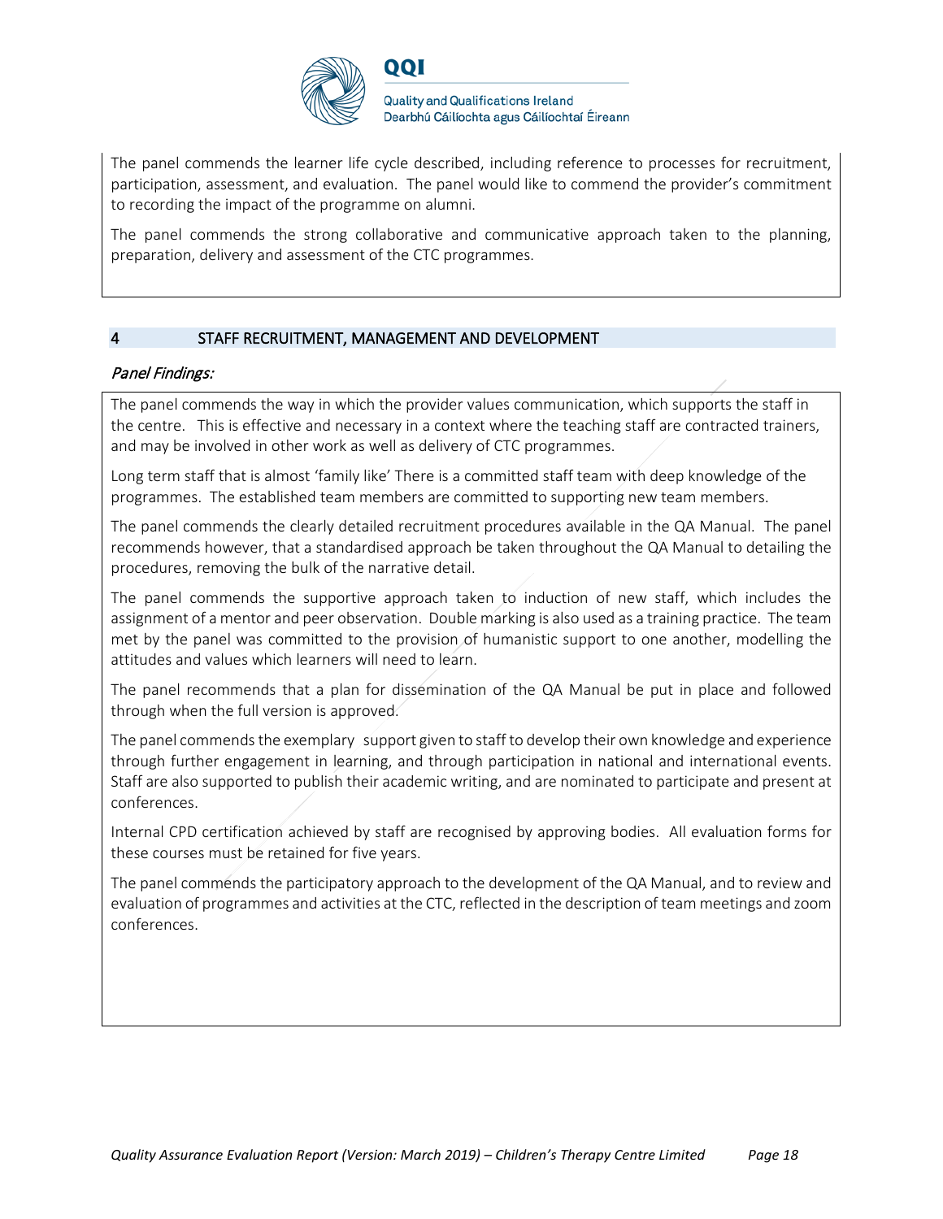The panel commends the learner life cycle described, including reference to processes for recruitment, participation, assessment, and evaluation. The panel would like to commend the provider's commitment to recording the impact of the programme on alumni.

The panel commends the strong collaborative and communicative approach taken to the planning, preparation, delivery and assessment of the CTC programmes.

## 4 STAFF RECRUITMENT, MANAGEMENT AND DEVELOPMENT

*Panel Findings:*

The panel commends the way in which the provider values communication, which supports the staff in the centre. This is effective and necessary in a context where the teaching staff are contracted trainers, and may be involved in other work as well as delivery of CTC programmes.

Long term staff that is almost 'family like' There is a committed staff team with deep knowledge of the programmes. The established team members are committed to supporting new team members.

The panel commends the clearly detailed recruitment procedures available in the QA Manual. The panel recommends however, that a standardised approach be taken throughout the QA Manual to detailing the procedures, removing the bulk of the narrative detail.

The panel commends the supportive approach taken to induction of new staff, which includes the assignment of a mentor and peer observation. Double marking is also used as a training practice. The team met by the panel was committed to the provision of humanistic support to one another, modelling the attitudes and values which learners will need to learn.

The panel recommends that a plan for dissemination of the QA Manual be put in place and followed through when the full version is approved.

The panel commends the exemplary support given to staff to develop their own knowledge and experience through further engagement in learning, and through participation in national and international events. Staff are also supported to publish their academic writing, and are nominated to participate and present at conferences.

Internal CPD certification achieved by staff are recognised by approving bodies. All evaluation forms for these courses must be retained for five years.

The panel commends the participatory approach to the development of the QA Manual, and to review and evaluation of programmes and activities at the CTC, reflected in the description of team meetings and zoom conferences.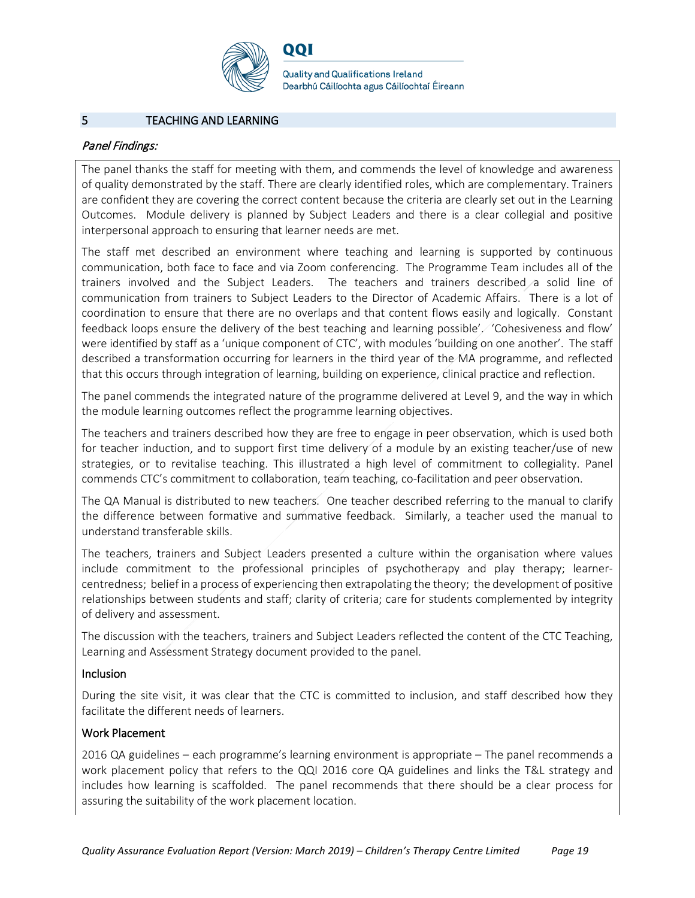## 5 TEACHING AND LEARNING

*Panel Findings:*

The panel thanks the staff for meeting with them, and commends the level of knowledge and awareness of quality demonstrated by the staff. There are clearly identified roles, which are complementary. Trainers are confident they are covering the correct content because the criteria are clearly set out in the Learning Outcomes. Module delivery is planned by Subject Leaders and there is a clear collegial and positive interpersonal approach to ensuring that learner needs are met.

The staff met described an environment where teaching and learning is supported by continuous communication, both face to face and via Zoom conferencing. The Programme Team includes all of the trainers involved and the Subject Leaders. The teachers and trainers described a solid line of communication from trainers to Subject Leaders to the Director of Academic Affairs. There is a lot of coordination to ensure that there are no overlaps and that content flows easily and logically. Constant feedback loops ensure the delivery of the best teaching and learning possible'. 'Cohesiveness and flow' were identified by staff as a 'unique component of CTC', with modules 'building on one another'. The staff described a transformation occurring for learners in the third year of the MA programme, and reflected that this occurs through integration of learning, building on experience, clinical practice and reflection.

The panel commends the integrated nature of the programme delivered at Level 9, and the way in which the module learning outcomes reflect the programme learning objectives.

The teachers and trainers described how they are free to engage in peer observation, which is used both for teacher induction, and to support first time delivery of a module by an existing teacher/use of new strategies, or to revitalise teaching. This illustrated a high level of commitment to collegiality. Panel commends CTC's commitment to collaboration, team teaching, co-facilitation and peer observation.

The QA Manual is distributed to new teachers. One teacher described referring to the manual to clarify the difference between formative and summative feedback. Similarly, a teacher used the manual to understand transferable skills.

The teachers, trainers and Subject Leaders presented a culture within the organisation where values include commitment to the professional principles of psychotherapy and play therapy; learner-centredness; belief in a process of experiencing then extrapolating the theory; the development of positive relationships between students and staff; clarity of criteria; care for students complemented by integrity of delivery and assessment.

The discussion with the teachers, trainers and Subject Leaders reflected the content of the CTC Teaching, Learning and Assessment Strategy document provided to the panel.

**Inclusion**

During the site visit, it was clear that the CTC is committed to inclusion, and staff described how they facilitate the different needs of learners.

**Work Placement**

2016 QA guidelines – each programme's learning environment is appropriate – The panel recommends a work placement policy that refers to the QQI 2016 core QA guidelines and links the T&L strategy and includes how learning is scaffolded. The panel recommends that there should be a clear process for assuring the suitability of the work placement location.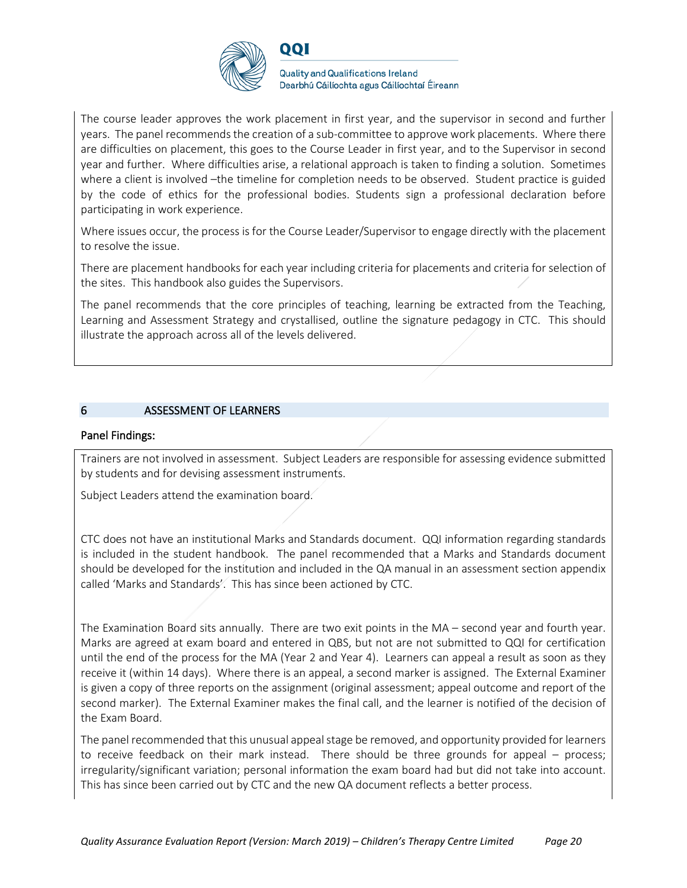The course leader approves the work placement in first year, and the supervisor in second and further years. The panel recommends the creation of a sub-committee to approve work placements. Where there are difficulties on placement, this goes to the Course Leader in first year, and to the Supervisor in second year and further. Where difficulties arise, a relational approach is taken to finding a solution. Sometimes where a client is involved –the timeline for completion needs to be observed. Student practice is guided by the code of ethics for the professional bodies. Students sign a professional declaration before participating in work experience.

Where issues occur, the process is for the Course Leader/Supervisor to engage directly with the placement to resolve the issue.

There are placement handbooks for each year including criteria for placements and criteria for selection of the sites. This handbook also guides the Supervisors.

The panel recommends that the core principles of teaching, learning be extracted from the Teaching, Learning and Assessment Strategy and crystallised, outline the signature pedagogy in CTC. This should illustrate the approach across all of the levels delivered.

## 6 ASSESSMENT OF LEARNERS

### Panel Findings:

Trainers are not involved in assessment. Subject Leaders are responsible for assessing evidence submitted by students and for devising assessment instruments.

Subject Leaders attend the examination board.

CTC does not have an institutional Marks and Standards document. QQI information regarding standards is included in the student handbook. The panel recommended that a Marks and Standards document should be developed for the institution and included in the QA manual in an assessment section appendix called 'Marks and Standards'. This has since been actioned by CTC.

The Examination Board sits annually. There are two exit points in the MA – second year and fourth year. Marks are agreed at exam board and entered in QBS, but not are not submitted to QQI for certification until the end of the process for the MA (Year 2 and Year 4). Learners can appeal a result as soon as they receive it (within 14 days). Where there is an appeal, a second marker is assigned. The External Examiner is given a copy of three reports on the assignment (original assessment; appeal outcome and report of the second marker). The External Examiner makes the final call, and the learner is notified of the decision of the Exam Board.

The panel recommended that this unusual appeal stage be removed, and opportunity provided for learners to receive feedback on their mark instead. There should be three grounds for appeal – process; irregularity/significant variation; personal information the exam board had but did not take into account. This has since been carried out by CTC and the new QA document reflects a better process.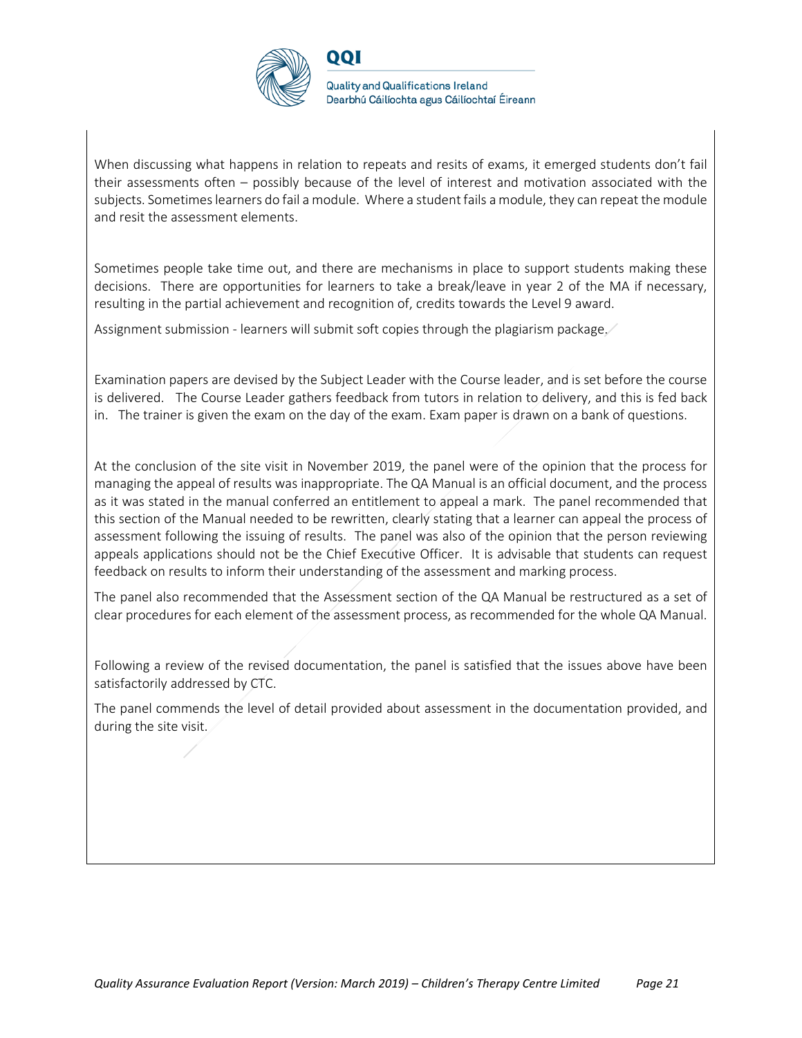When discussing what happens in relation to repeats and resits of exams, it emerged students don't fail their assessments often – possibly because of the level of interest and motivation associated with the subjects. Sometimes learners do fail a module. Where a student fails a module, they can repeat the module and resit the assessment elements.

Sometimes people take time out, and there are mechanisms in place to support students making these decisions. There are opportunities for learners to take a break/leave in year 2 of the MA if necessary, resulting in the partial achievement and recognition of, credits towards the Level 9 award.

Assignment submission - learners will submit soft copies through the plagiarism package.

Examination papers are devised by the Subject Leader with the Course leader, and is set before the course is delivered. The Course Leader gathers feedback from tutors in relation to delivery, and this is fed back in. The trainer is given the exam on the day of the exam. Exam paper is drawn on a bank of questions.

At the conclusion of the site visit in November 2019, the panel were of the opinion that the process for managing the appeal of results was inappropriate. The QA Manual is an official document, and the process as it was stated in the manual conferred an entitlement to appeal a mark. The panel recommended that this section of the Manual needed to be rewritten, clearly stating that a learner can appeal the process of assessment following the issuing of results. The panel was also of the opinion that the person reviewing appeals applications should not be the Chief Executive Officer. It is advisable that students can request feedback on results to inform their understanding of the assessment and marking process.

The panel also recommended that the Assessment section of the QA Manual be restructured as a set of clear procedures for each element of the assessment process, as recommended for the whole QA Manual.

Following a review of the revised documentation, the panel is satisfied that the issues above have been satisfactorily addressed by CTC.

The panel commends the level of detail provided about assessment in the documentation provided, and during the site visit.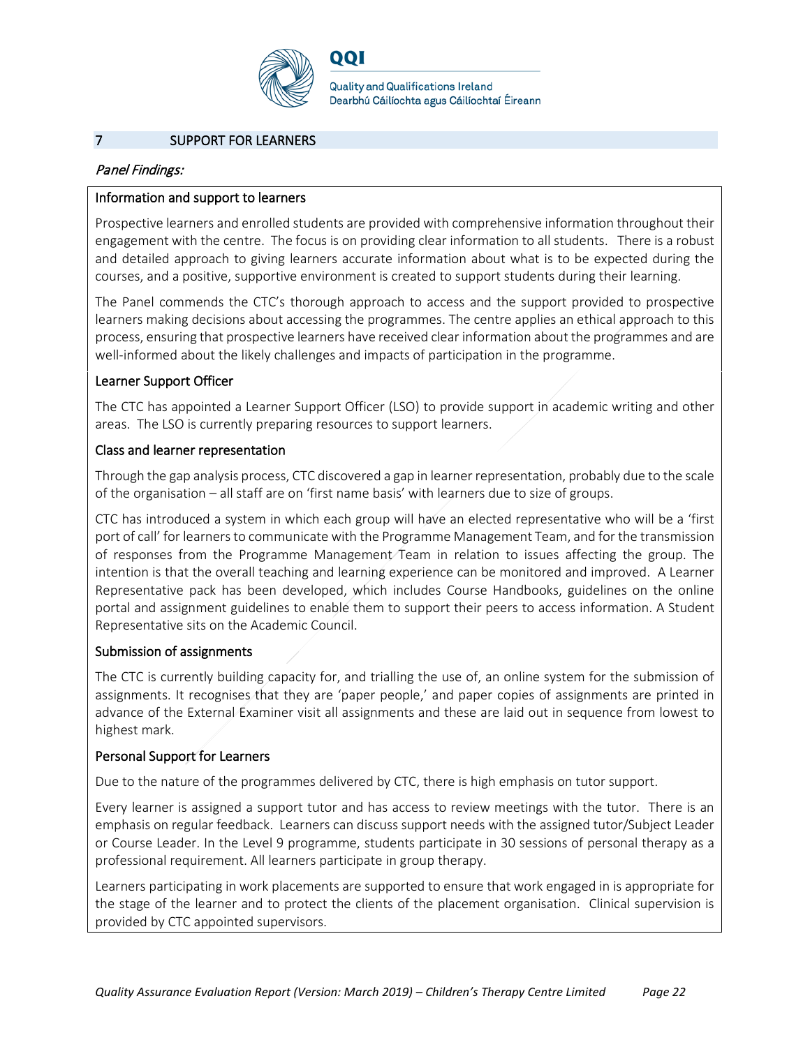## 7 SUPPORT FOR LEARNERS

*Panel Findings:*

### Information and support to learners

Prospective learners and enrolled students are provided with comprehensive information throughout their engagement with the centre. The focus is on providing clear information to all students. There is a robust and detailed approach to giving learners accurate information about what is to be expected during the courses, and a positive, supportive environment is created to support students during their learning.

The Panel commends the CTC's thorough approach to access and the support provided to prospective learners making decisions about accessing the programmes. The centre applies an ethical approach to this process, ensuring that prospective learners have received clear information about the programmes and are well-informed about the likely challenges and impacts of participation in the programme.

### Learner Support Officer

The CTC has appointed a Learner Support Officer (LSO) to provide support in academic writing and other areas. The LSO is currently preparing resources to support learners.

### Class and learner representation

Through the gap analysis process, CTC discovered a gap in learner representation, probably due to the scale of the organisation – all staff are on 'first name basis' with learners due to size of groups.

CTC has introduced a system in which each group will have an elected representative who will be a 'first port of call' for learners to communicate with the Programme Management Team, and for the transmission of responses from the Programme Management Team in relation to issues affecting the group. The intention is that the overall teaching and learning experience can be monitored and improved. A Learner Representative pack has been developed, which includes Course Handbooks, guidelines on the online portal and assignment guidelines to enable them to support their peers to access information. A Student Representative sits on the Academic Council.

### Submission of assignments

The CTC is currently building capacity for, and trialling the use of, an online system for the submission of assignments. It recognises that they are 'paper people,' and paper copies of assignments are printed in advance of the External Examiner visit all assignments and these are laid out in sequence from lowest to highest mark.

### Personal Support for Learners

Due to the nature of the programmes delivered by CTC, there is high emphasis on tutor support.

Every learner is assigned a support tutor and has access to review meetings with the tutor. There is an emphasis on regular feedback. Learners can discuss support needs with the assigned tutor/Subject Leader or Course Leader. In the Level 9 programme, students participate in 30 sessions of personal therapy as a professional requirement. All learners participate in group therapy.

Learners participating in work placements are supported to ensure that work engaged in is appropriate for the stage of the learner and to protect the clients of the placement organisation. Clinical supervision is provided by CTC appointed supervisors.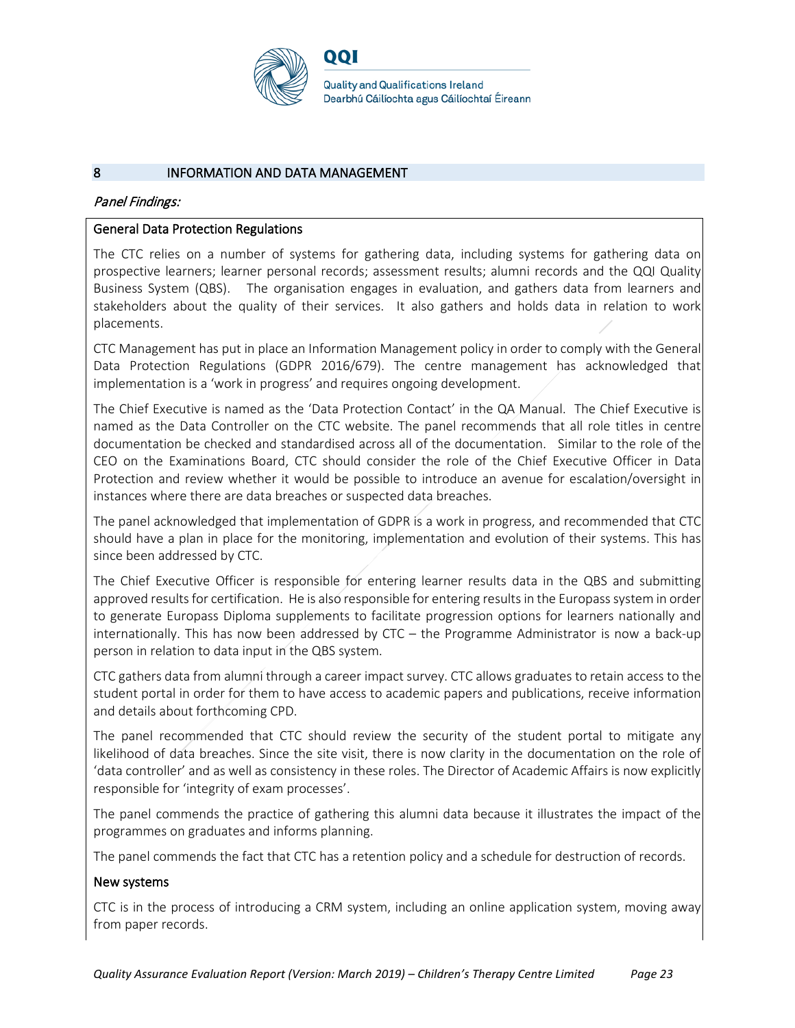## 8 INFORMATION AND DATA MANAGEMENT

*Panel Findings:*

### General Data Protection Regulations

The CTC relies on a number of systems for gathering data, including systems for gathering data on prospective learners; learner personal records; assessment results; alumni records and the QQI Quality Business System (QBS). The organisation engages in evaluation, and gathers data from learners and stakeholders about the quality of their services. It also gathers and holds data in relation to work placements.

CTC Management has put in place an Information Management policy in order to comply with the General Data Protection Regulations (GDPR 2016/679). The centre management has acknowledged that implementation is a 'work in progress' and requires ongoing development.

The Chief Executive is named as the 'Data Protection Contact' in the QA Manual. The Chief Executive is named as the Data Controller on the CTC website. The panel recommends that all role titles in centre documentation be checked and standardised across all of the documentation. Similar to the role of the CEO on the Examinations Board, CTC should consider the role of the Chief Executive Officer in Data Protection and review whether it would be possible to introduce an avenue for escalation/oversight in instances where there are data breaches or suspected data breaches.

The panel acknowledged that implementation of GDPR is a work in progress, and recommended that CTC should have a plan in place for the monitoring, implementation and evolution of their systems. This has since been addressed by CTC.

The Chief Executive Officer is responsible for entering learner results data in the QBS and submitting approved results for certification. He is also responsible for entering results in the Europass system in order to generate Europass Diploma supplements to facilitate progression options for learners nationally and internationally. This has now been addressed by CTC – the Programme Administrator is now a back-up person in relation to data input in the QBS system.

CTC gathers data from alumni through a career impact survey. CTC allows graduates to retain access to the student portal in order for them to have access to academic papers and publications, receive information and details about forthcoming CPD.

The panel recommended that CTC should review the security of the student portal to mitigate any likelihood of data breaches. Since the site visit, there is now clarity in the documentation on the role of 'data controller' and as well as consistency in these roles. The Director of Academic Affairs is now explicitly responsible for 'integrity of exam processes'.

The panel commends the practice of gathering this alumni data because it illustrates the impact of the programmes on graduates and informs planning.

The panel commends the fact that CTC has a retention policy and a schedule for destruction of records.

### New systems

CTC is in the process of introducing a CRM system, including an online application system, moving away from paper records.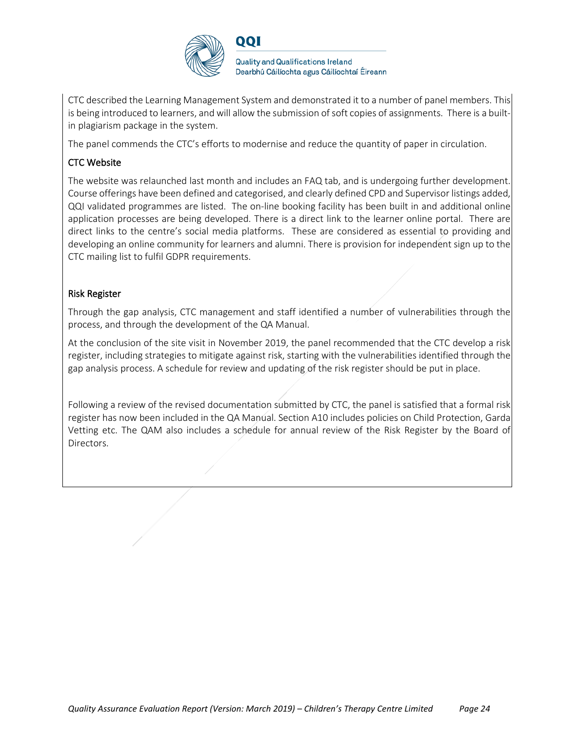CTC described the Learning Management System and demonstrated it to a number of panel members. This is being introduced to learners, and will allow the submission of soft copies of assignments. There is a built-in plagiarism package in the system.

The panel commends the CTC's efforts to modernise and reduce the quantity of paper in circulation.

### CTC Website

The website was relaunched last month and includes an FAQ tab, and is undergoing further development. Course offerings have been defined and categorised, and clearly defined CPD and Supervisor listings added, QQI validated programmes are listed. The on-line booking facility has been built in and additional online application processes are being developed. There is a direct link to the learner online portal. There are direct links to the centre's social media platforms. These are considered as essential to providing and developing an online community for learners and alumni. There is provision for independent sign up to the CTC mailing list to fulfil GDPR requirements.

### Risk Register

Through the gap analysis, CTC management and staff identified a number of vulnerabilities through the process, and through the development of the QA Manual.

At the conclusion of the site visit in November 2019, the panel recommended that the CTC develop a risk register, including strategies to mitigate against risk, starting with the vulnerabilities identified through the gap analysis process. A schedule for review and updating of the risk register should be put in place.

Following a review of the revised documentation submitted by CTC, the panel is satisfied that a formal risk register has now been included in the QA Manual. Section A10 includes policies on Child Protection, Garda Vetting etc. The QAM also includes a schedule for annual review of the Risk Register by the Board of Directors.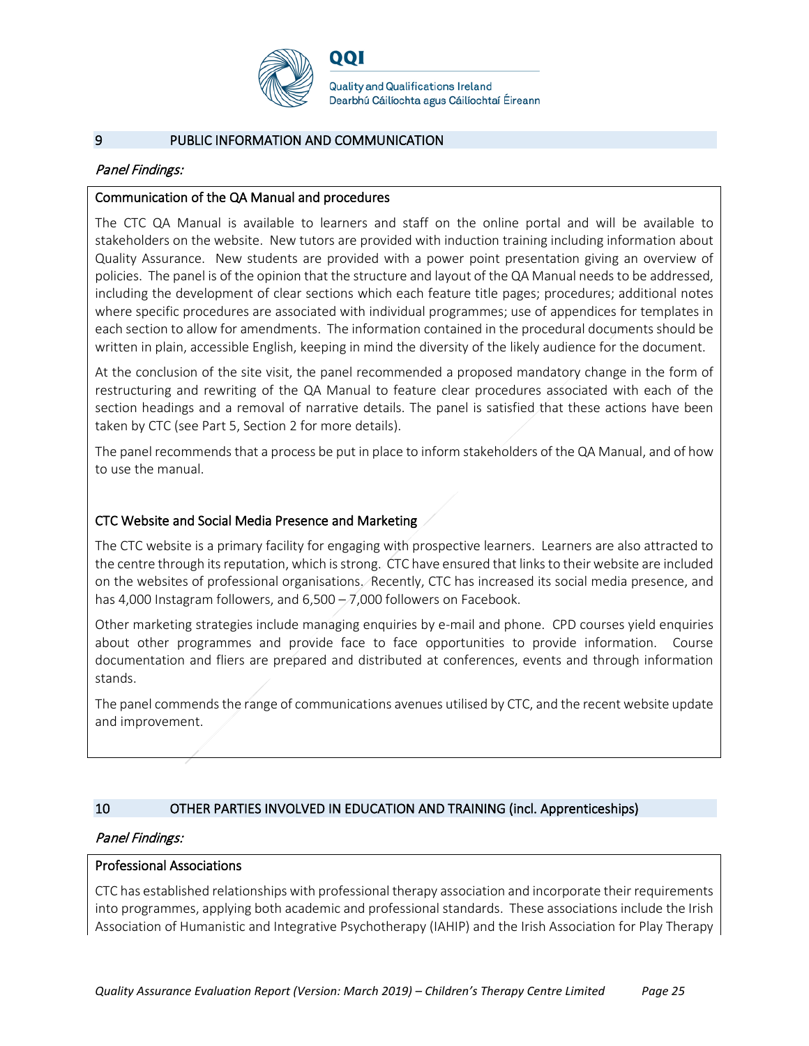## 9 PUBLIC INFORMATION AND COMMUNICATION

*Panel Findings:*

**Communication of the QA Manual and procedures**

The CTC QA Manual is available to learners and staff on the online portal and will be available to stakeholders on the website. New tutors are provided with induction training including information about Quality Assurance. New students are provided with a power point presentation giving an overview of policies. The panel is of the opinion that the structure and layout of the QA Manual needs to be addressed, including the development of clear sections which each feature title pages; procedures; additional notes where specific procedures are associated with individual programmes; use of appendices for templates in each section to allow for amendments. The information contained in the procedural documents should be written in plain, accessible English, keeping in mind the diversity of the likely audience for the document.

At the conclusion of the site visit, the panel recommended a proposed mandatory change in the form of restructuring and rewriting of the QA Manual to feature clear procedures associated with each of the section headings and a removal of narrative details. The panel is satisfied that these actions have been taken by CTC (see Part 5, Section 2 for more details).

The panel recommends that a process be put in place to inform stakeholders of the QA Manual, and of how to use the manual.

**CTC Website and Social Media Presence and Marketing**

The CTC website is a primary facility for engaging with prospective learners. Learners are also attracted to the centre through its reputation, which is strong. CTC have ensured that links to their website are included on the websites of professional organisations. Recently, CTC has increased its social media presence, and has 4,000 Instagram followers, and 6,500 – 7,000 followers on Facebook.

Other marketing strategies include managing enquiries by e-mail and phone. CPD courses yield enquiries about other programmes and provide face to face opportunities to provide information. Course documentation and fliers are prepared and distributed at conferences, events and through information stands.

The panel commends the range of communications avenues utilised by CTC, and the recent website update and improvement.

## 10 OTHER PARTIES INVOLVED IN EDUCATION AND TRAINING (incl. Apprenticeships)

*Panel Findings:*

**Professional Associations**

CTC has established relationships with professional therapy association and incorporate their requirements into programmes, applying both academic and professional standards. These associations include the Irish Association of Humanistic and Integrative Psychotherapy (IAHIP) and the Irish Association for Play Therapy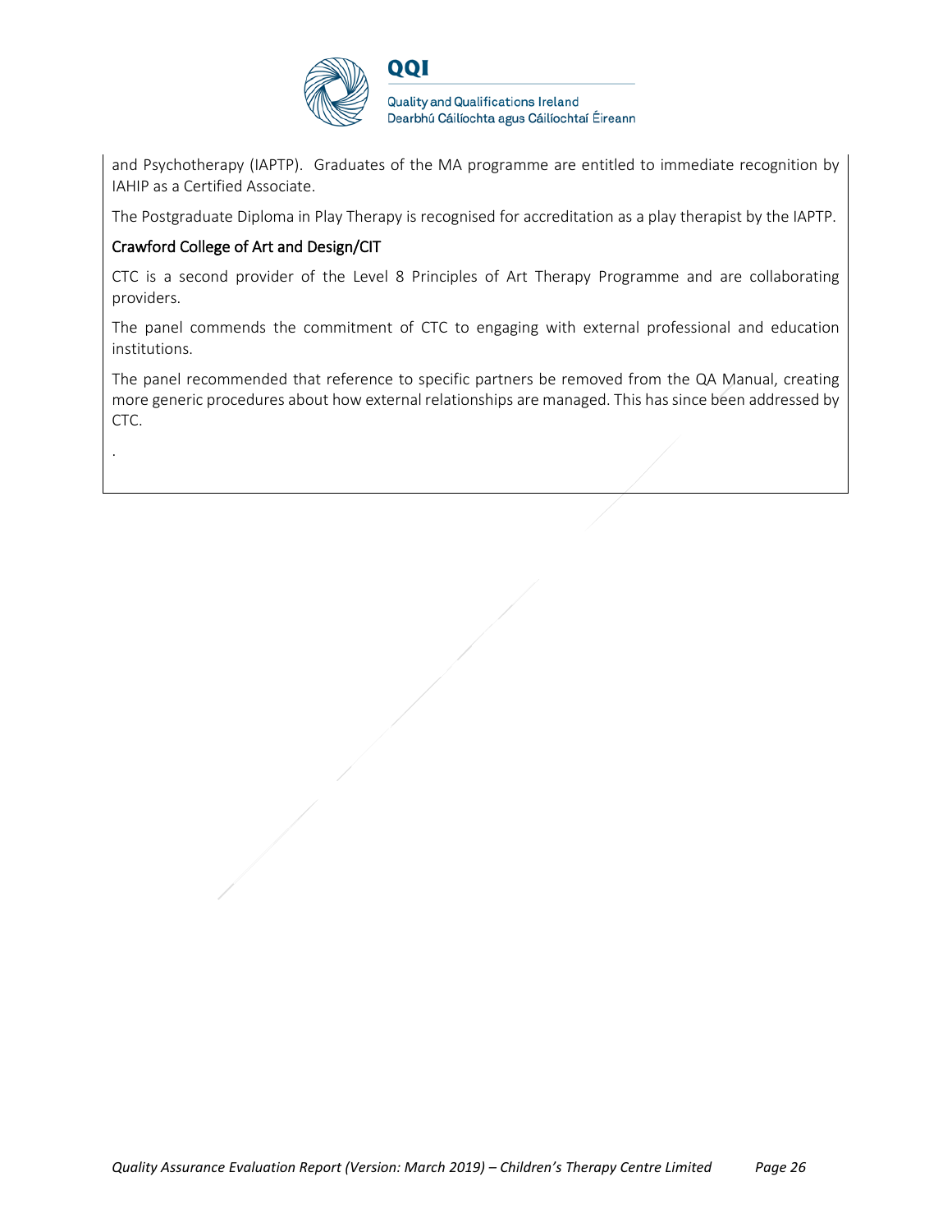and Psychotherapy (IAPTP). Graduates of the MA programme are entitled to immediate recognition by IAHIP as a Certified Associate.

The Postgraduate Diploma in Play Therapy is recognised for accreditation as a play therapist by the IAPTP.

### Crawford College of Art and Design/CIT

CTC is a second provider of the Level 8 Principles of Art Therapy Programme and are collaborating providers.

The panel commends the commitment of CTC to engaging with external professional and education institutions.

The panel recommended that reference to specific partners be removed from the QA Manual, creating more generic procedures about how external relationships are managed. This has since been addressed by CTC.

.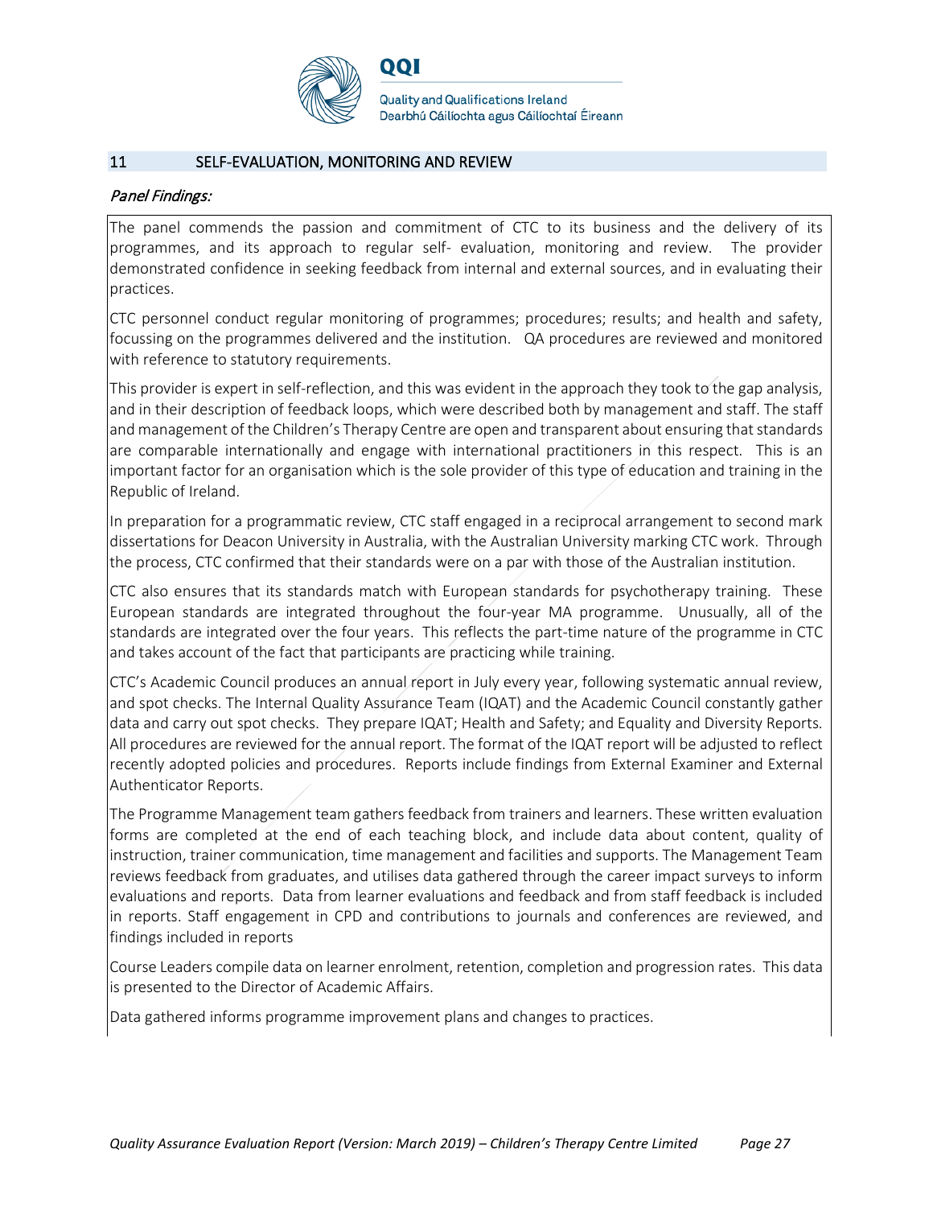## 11 SELF-EVALUATION, MONITORING AND REVIEW

*Panel Findings:*

The panel commends the passion and commitment of CTC to its business and the delivery of its programmes, and its approach to regular self- evaluation, monitoring and review. The provider demonstrated confidence in seeking feedback from internal and external sources, and in evaluating their practices.

CTC personnel conduct regular monitoring of programmes; procedures; results; and health and safety, focussing on the programmes delivered and the institution. QA procedures are reviewed and monitored with reference to statutory requirements.

This provider is expert in self-reflection, and this was evident in the approach they took to the gap analysis, and in their description of feedback loops, which were described both by management and staff. The staff and management of the Children's Therapy Centre are open and transparent about ensuring that standards are comparable internationally and engage with international practitioners in this respect. This is an important factor for an organisation which is the sole provider of this type of education and training in the Republic of Ireland.

In preparation for a programmatic review, CTC staff engaged in a reciprocal arrangement to second mark dissertations for Deacon University in Australia, with the Australian University marking CTC work. Through the process, CTC confirmed that their standards were on a par with those of the Australian institution.

CTC also ensures that its standards match with European standards for psychotherapy training. These European standards are integrated throughout the four-year MA programme. Unusually, all of the standards are integrated over the four years. This reflects the part-time nature of the programme in CTC and takes account of the fact that participants are practicing while training.

CTC's Academic Council produces an annual report in July every year, following systematic annual review, and spot checks. The Internal Quality Assurance Team (IQAT) and the Academic Council constantly gather data and carry out spot checks. They prepare IQAT; Health and Safety; and Equality and Diversity Reports. All procedures are reviewed for the annual report. The format of the IQAT report will be adjusted to reflect recently adopted policies and procedures. Reports include findings from External Examiner and External Authenticator Reports.

The Programme Management team gathers feedback from trainers and learners. These written evaluation forms are completed at the end of each teaching block, and include data about content, quality of instruction, trainer communication, time management and facilities and supports. The Management Team reviews feedback from graduates, and utilises data gathered through the career impact surveys to inform evaluations and reports. Data from learner evaluations and feedback and from staff feedback is included in reports. Staff engagement in CPD and contributions to journals and conferences are reviewed, and findings included in reports

Course Leaders compile data on learner enrolment, retention, completion and progression rates. This data is presented to the Director of Academic Affairs.

Data gathered informs programme improvement plans and changes to practices.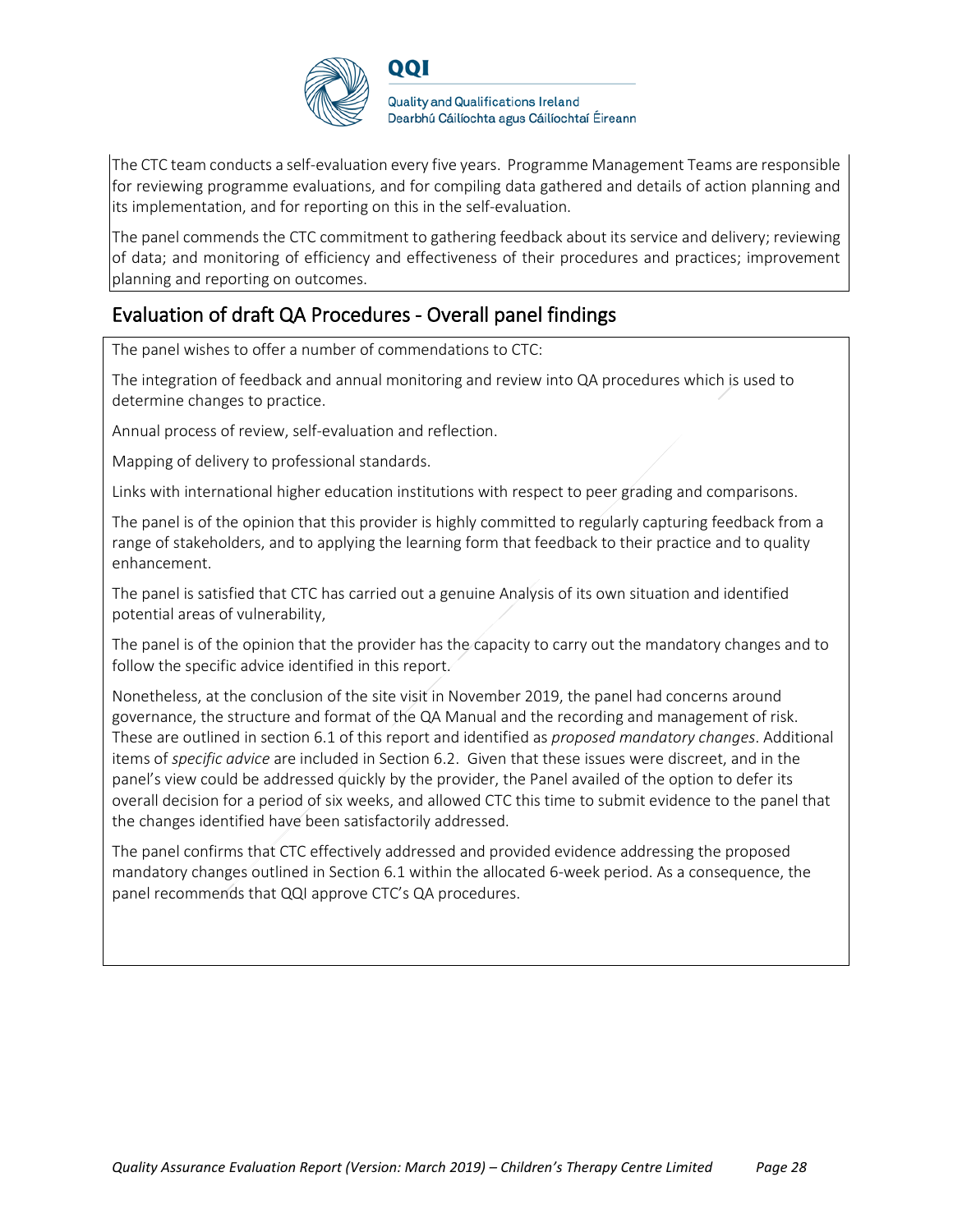The CTC team conducts a self-evaluation every five years. Programme Management Teams are responsible for reviewing programme evaluations, and for compiling data gathered and details of action planning and its implementation, and for reporting on this in the self-evaluation.

The panel commends the CTC commitment to gathering feedback about its service and delivery; reviewing of data; and monitoring of efficiency and effectiveness of their procedures and practices; improvement planning and reporting on outcomes.

## Evaluation of draft QA Procedures - Overall panel findings

The panel wishes to offer a number of commendations to CTC:

The integration of feedback and annual monitoring and review into QA procedures which is used to determine changes to practice.

Annual process of review, self-evaluation and reflection.

Mapping of delivery to professional standards.

Links with international higher education institutions with respect to peer grading and comparisons.

The panel is of the opinion that this provider is highly committed to regularly capturing feedback from a range of stakeholders, and to applying the learning form that feedback to their practice and to quality enhancement.

The panel is satisfied that CTC has carried out a genuine Analysis of its own situation and identified potential areas of vulnerability,

The panel is of the opinion that the provider has the capacity to carry out the mandatory changes and to follow the specific advice identified in this report.

Nonetheless, at the conclusion of the site visit in November 2019, the panel had concerns around governance, the structure and format of the QA Manual and the recording and management of risk. These are outlined in section 6.1 of this report and identified as *proposed mandatory changes*. Additional items of *specific advice* are included in Section 6.2. Given that these issues were discreet, and in the panel's view could be addressed quickly by the provider, the Panel availed of the option to defer its overall decision for a period of six weeks, and allowed CTC this time to submit evidence to the panel that the changes identified have been satisfactorily addressed.

The panel confirms that CTC effectively addressed and provided evidence addressing the proposed mandatory changes outlined in Section 6.1 within the allocated 6-week period. As a consequence, the panel recommends that QQI approve CTC's QA procedures.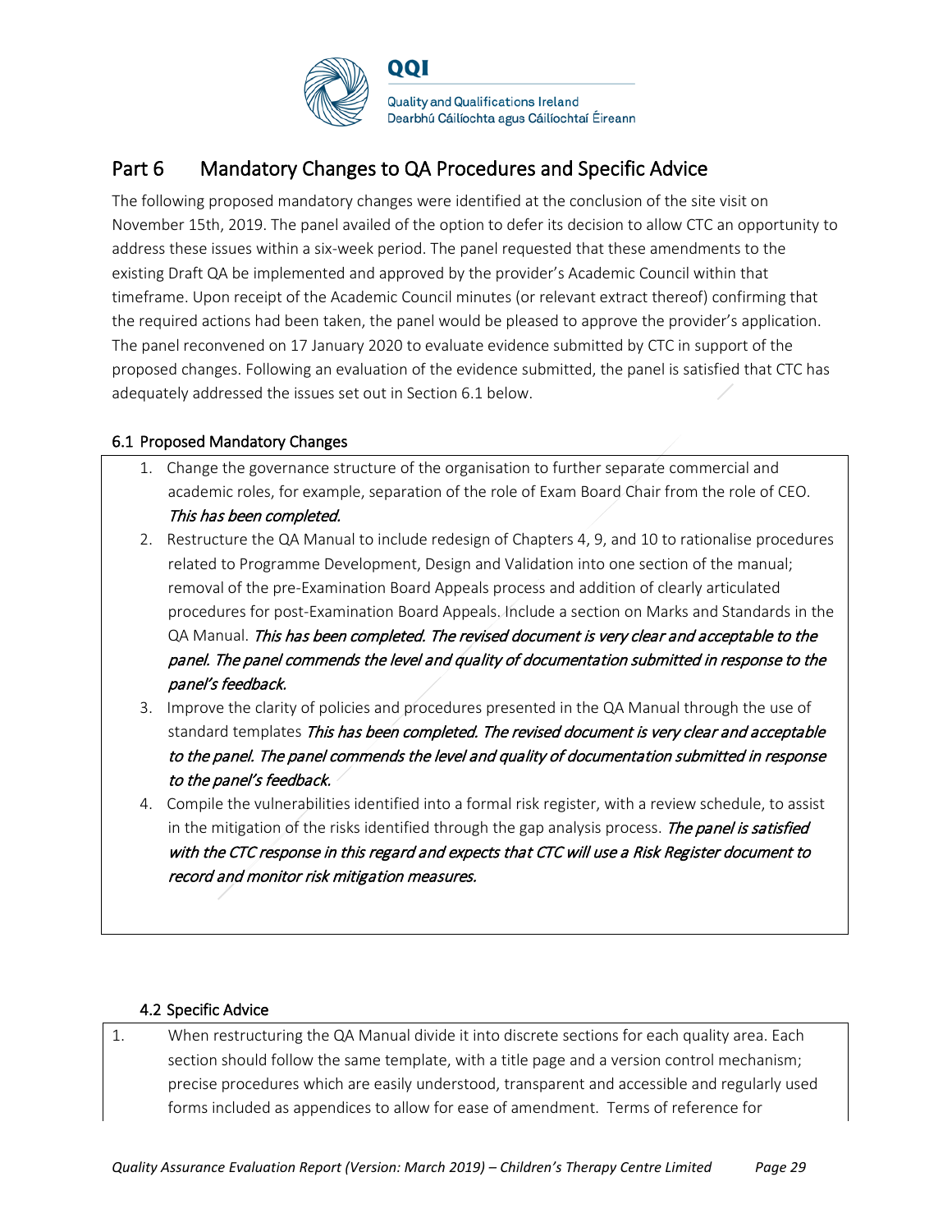## Part 6 Mandatory Changes to QA Procedures and Specific Advice

The following proposed mandatory changes were identified at the conclusion of the site visit on November 15th, 2019. The panel availed of the option to defer its decision to allow CTC an opportunity to address these issues within a six-week period. The panel requested that these amendments to the existing Draft QA be implemented and approved by the provider's Academic Council within that timeframe. Upon receipt of the Academic Council minutes (or relevant extract thereof) confirming that the required actions had been taken, the panel would be pleased to approve the provider's application. The panel reconvened on 17 January 2020 to evaluate evidence submitted by CTC in support of the proposed changes. Following an evaluation of the evidence submitted, the panel is satisfied that CTC has adequately addressed the issues set out in Section 6.1 below.

### 6.1 Proposed Mandatory Changes

1. Change the governance structure of the organisation to further separate commercial and academic roles, for example, separation of the role of Exam Board Chair from the role of CEO. *This has been completed.*
2. Restructure the QA Manual to include redesign of Chapters 4, 9, and 10 to rationalise procedures related to Programme Development, Design and Validation into one section of the manual; removal of the pre-Examination Board Appeals process and addition of clearly articulated procedures for post-Examination Board Appeals. Include a section on Marks and Standards in the QA Manual. *This has been completed. The revised document is very clear and acceptable to the panel. The panel commends the level and quality of documentation submitted in response to the panel's feedback.*
3. Improve the clarity of policies and procedures presented in the QA Manual through the use of standard templates *This has been completed. The revised document is very clear and acceptable to the panel. The panel commends the level and quality of documentation submitted in response to the panel's feedback.*
4. Compile the vulnerabilities identified into a formal risk register, with a review schedule, to assist in the mitigation of the risks identified through the gap analysis process. *The panel is satisfied with the CTC response in this regard and expects that CTC will use a Risk Register document to record and monitor risk mitigation measures.*

### 4.2 Specific Advice

1. When restructuring the QA Manual divide it into discrete sections for each quality area. Each section should follow the same template, with a title page and a version control mechanism; precise procedures which are easily understood, transparent and accessible and regularly used forms included as appendices to allow for ease of amendment. Terms of reference for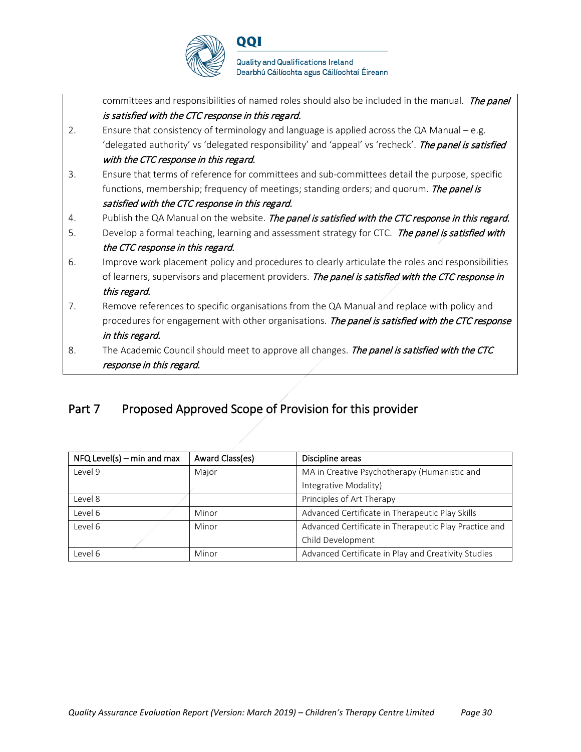committees and responsibilities of named roles should also be included in the manual. *The panel is satisfied with the CTC response in this regard.*

2. Ensure that consistency of terminology and language is applied across the QA Manual – e.g. 'delegated authority' vs 'delegated responsibility' and 'appeal' vs 'recheck'. *The panel is satisfied with the CTC response in this regard.*
3. Ensure that terms of reference for committees and sub-committees detail the purpose, specific functions, membership; frequency of meetings; standing orders; and quorum. *The panel is satisfied with the CTC response in this regard.*
4. Publish the QA Manual on the website. *The panel is satisfied with the CTC response in this regard.*
5. Develop a formal teaching, learning and assessment strategy for CTC. *The panel is satisfied with the CTC response in this regard.*
6. Improve work placement policy and procedures to clearly articulate the roles and responsibilities of learners, supervisors and placement providers. *The panel is satisfied with the CTC response in this regard.*
7. Remove references to specific organisations from the QA Manual and replace with policy and procedures for engagement with other organisations. *The panel is satisfied with the CTC response in this regard.*
8. The Academic Council should meet to approve all changes. *The panel is satisfied with the CTC response in this regard.*

## Part 7 Proposed Approved Scope of Provision for this provider

| NFQ Level(s) – min and max | Award Class(es) | Discipline areas |
|---|---|---|
| Level 9 | Major | MA in Creative Psychotherapy (Humanistic and Integrative Modality) |
| Level 8 | | Principles of Art Therapy |
| Level 6 | Minor | Advanced Certificate in Therapeutic Play Skills |
| Level 6 | Minor | Advanced Certificate in Therapeutic Play Practice and Child Development |
| Level 6 | Minor | Advanced Certificate in Play and Creativity Studies |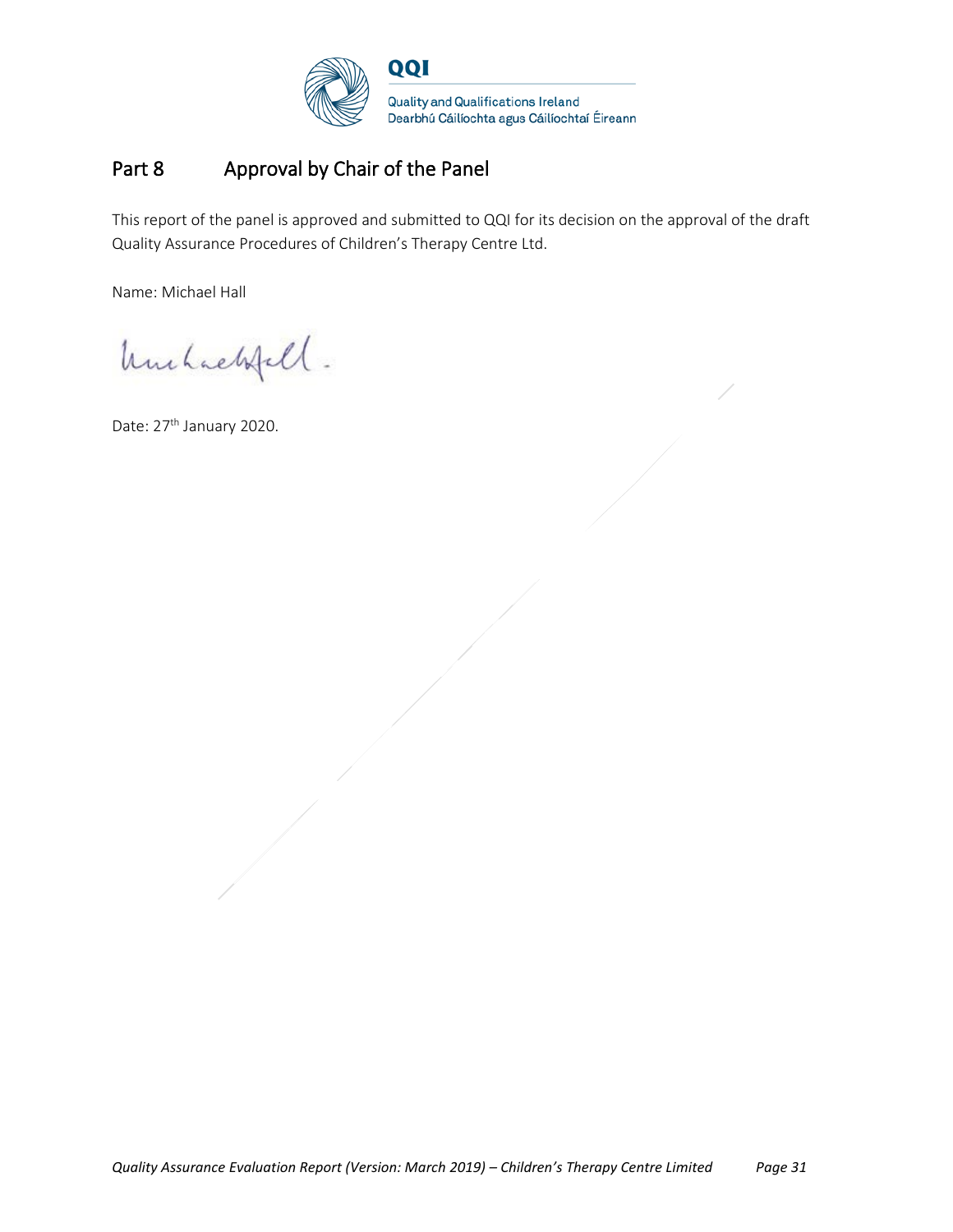## Part 8 Approval by Chair of the Panel

This report of the panel is approved and submitted to QQI for its decision on the approval of the draft Quality Assurance Procedures of Children's Therapy Centre Ltd.

Name: Michael Hall

Date: 27th January 2020.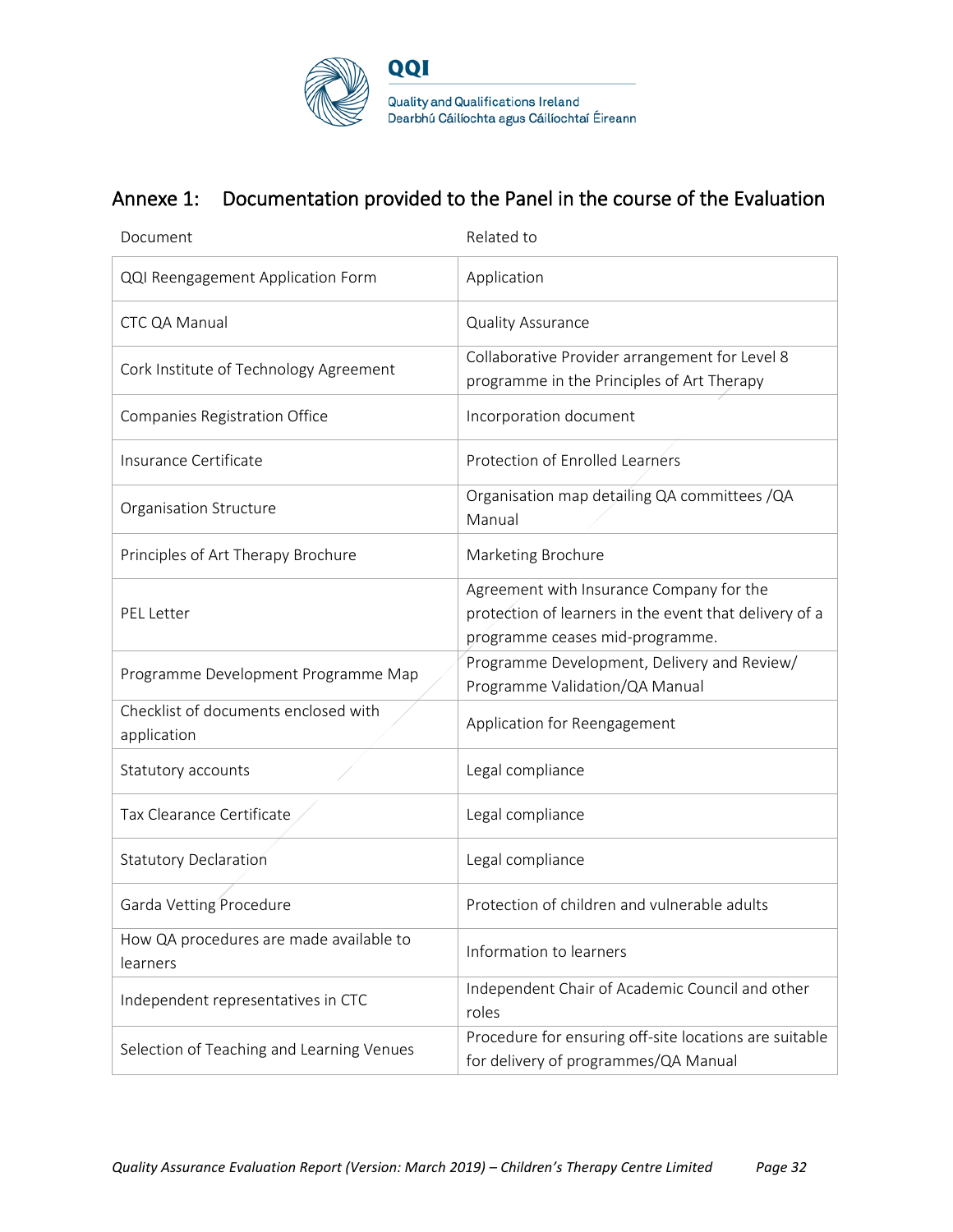## Annexe 1: Documentation provided to the Panel in the course of the Evaluation

| Document | Related to |
|---|---|
| QQI Reengagement Application Form | Application |
| CTC QA Manual | Quality Assurance |
| Cork Institute of Technology Agreement | Collaborative Provider arrangement for Level 8 programme in the Principles of Art Therapy |
| Companies Registration Office | Incorporation document |
| Insurance Certificate | Protection of Enrolled Learners |
| Organisation Structure | Organisation map detailing QA committees /QA Manual |
| Principles of Art Therapy Brochure | Marketing Brochure |
| PEL Letter | Agreement with Insurance Company for the protection of learners in the event that delivery of a programme ceases mid-programme. |
| Programme Development Programme Map | Programme Development, Delivery and Review/ Programme Validation/QA Manual |
| Checklist of documents enclosed with application | Application for Reengagement |
| Statutory accounts | Legal compliance |
| Tax Clearance Certificate | Legal compliance |
| Statutory Declaration | Legal compliance |
| Garda Vetting Procedure | Protection of children and vulnerable adults |
| How QA procedures are made available to learners | Information to learners |
| Independent representatives in CTC | Independent Chair of Academic Council and other roles |
| Selection of Teaching and Learning Venues | Procedure for ensuring off-site locations are suitable for delivery of programmes/QA Manual |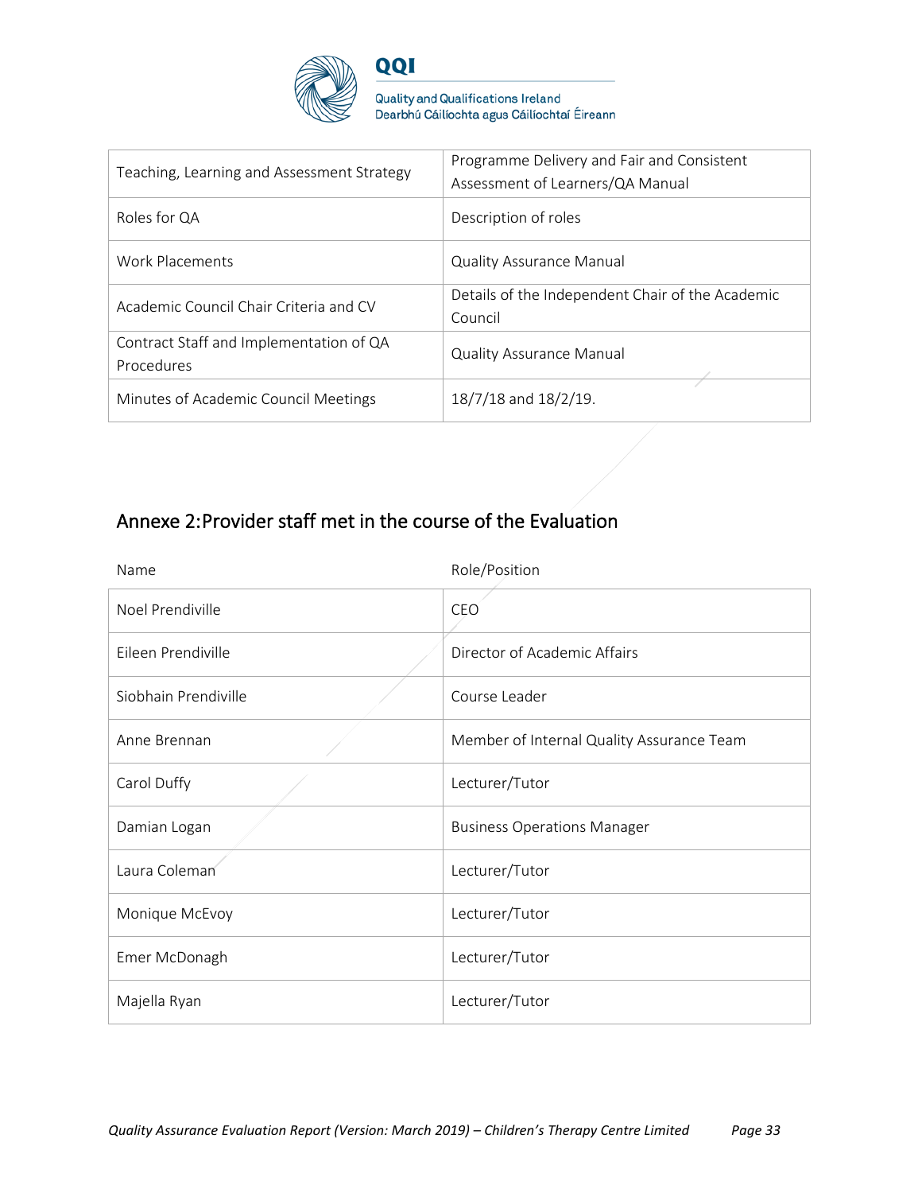| | |
|---|---|
| Teaching, Learning and Assessment Strategy | Programme Delivery and Fair and Consistent Assessment of Learners/QA Manual |
| Roles for QA | Description of roles |
| Work Placements | Quality Assurance Manual |
| Academic Council Chair Criteria and CV | Details of the Independent Chair of the Academic Council |
| Contract Staff and Implementation of QA Procedures | Quality Assurance Manual |
| Minutes of Academic Council Meetings | 18/7/18 and 18/2/19. |

## Annexe 2:Provider staff met in the course of the Evaluation

| Name | Role/Position |
|---|---|
| Noel Prendiville | CEO |
| Eileen Prendiville | Director of Academic Affairs |
| Siobhain Prendiville | Course Leader |
| Anne Brennan | Member of Internal Quality Assurance Team |
| Carol Duffy | Lecturer/Tutor |
| Damian Logan | Business Operations Manager |
| Laura Coleman | Lecturer/Tutor |
| Monique McEvoy | Lecturer/Tutor |
| Emer McDonagh | Lecturer/Tutor |
| Majella Ryan | Lecturer/Tutor |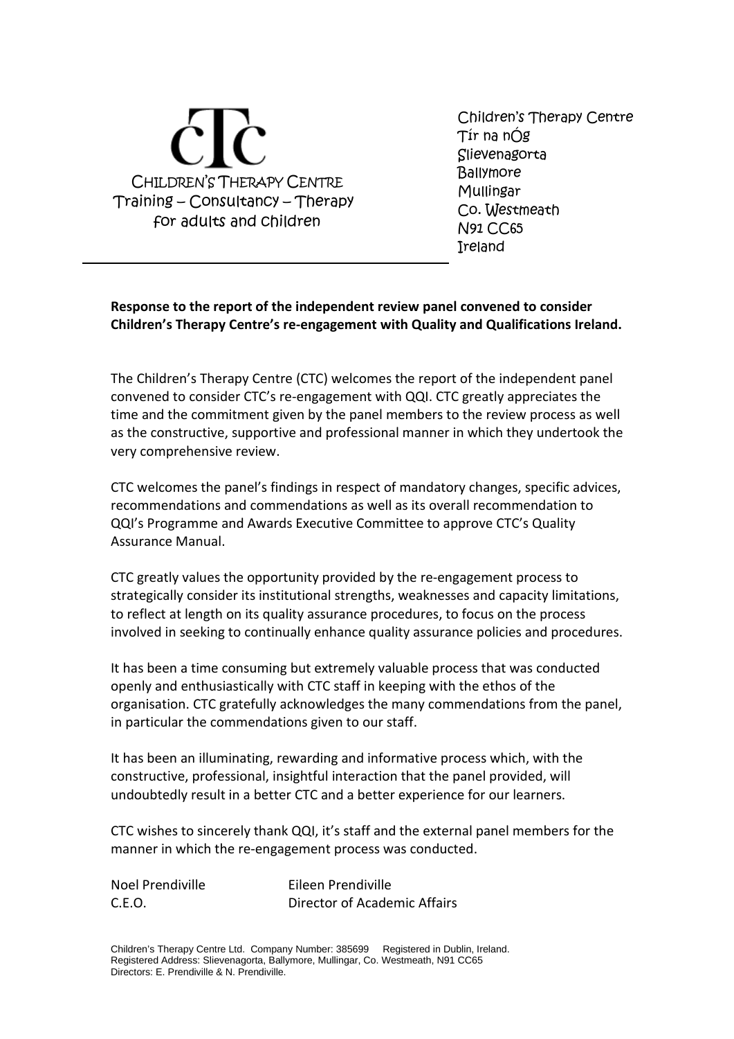CTC

CHILDREN'S THERAPY CENTRE
Training – Consultancy – Therapy
for adults and children

Children's Therapy Centre
Tír na nÓg
Slievenagorta
Ballymore
Mullingar
Co. Westmeath
N91 CC65
Ireland

**Response to the report of the independent review panel convened to consider Children's Therapy Centre's re-engagement with Quality and Qualifications Ireland.**

The Children's Therapy Centre (CTC) welcomes the report of the independent panel convened to consider CTC's re-engagement with QQI. CTC greatly appreciates the time and the commitment given by the panel members to the review process as well as the constructive, supportive and professional manner in which they undertook the very comprehensive review.

CTC welcomes the panel's findings in respect of mandatory changes, specific advices, recommendations and commendations as well as its overall recommendation to QQI's Programme and Awards Executive Committee to approve CTC's Quality Assurance Manual.

CTC greatly values the opportunity provided by the re-engagement process to strategically consider its institutional strengths, weaknesses and capacity limitations, to reflect at length on its quality assurance procedures, to focus on the process involved in seeking to continually enhance quality assurance policies and procedures.

It has been a time consuming but extremely valuable process that was conducted openly and enthusiastically with CTC staff in keeping with the ethos of the organisation. CTC gratefully acknowledges the many commendations from the panel, in particular the commendations given to our staff.

It has been an illuminating, rewarding and informative process which, with the constructive, professional, insightful interaction that the panel provided, will undoubtedly result in a better CTC and a better experience for our learners.

CTC wishes to sincerely thank QQI, it's staff and the external panel members for the manner in which the re-engagement process was conducted.

Noel Prendiville — C.E.O.

Eileen Prendiville — Director of Academic Affairs

Children's Therapy Centre Ltd. Company Number: 385699 Registered in Dublin, Ireland.
Registered Address: Slievenagorta, Ballymore, Mullingar, Co. Westmeath, N91 CC65
Directors: E. Prendiville & N. Prendiville.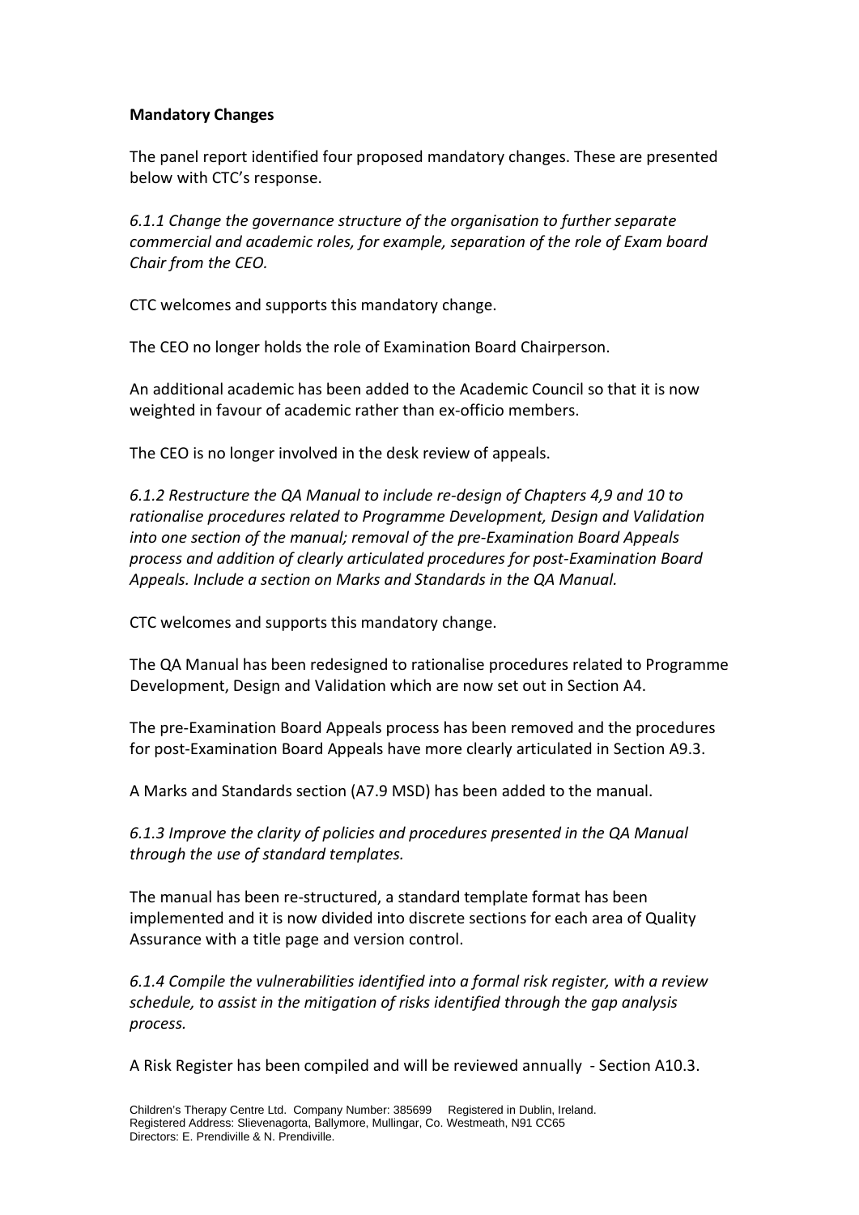**Mandatory Changes**

The panel report identified four proposed mandatory changes. These are presented below with CTC's response.

*6.1.1 Change the governance structure of the organisation to further separate commercial and academic roles, for example, separation of the role of Exam board Chair from the CEO.*

CTC welcomes and supports this mandatory change.

The CEO no longer holds the role of Examination Board Chairperson.

An additional academic has been added to the Academic Council so that it is now weighted in favour of academic rather than ex-officio members.

The CEO is no longer involved in the desk review of appeals.

*6.1.2 Restructure the QA Manual to include re-design of Chapters 4,9 and 10 to rationalise procedures related to Programme Development, Design and Validation into one section of the manual; removal of the pre-Examination Board Appeals process and addition of clearly articulated procedures for post-Examination Board Appeals. Include a section on Marks and Standards in the QA Manual.*

CTC welcomes and supports this mandatory change.

The QA Manual has been redesigned to rationalise procedures related to Programme Development, Design and Validation which are now set out in Section A4.

The pre-Examination Board Appeals process has been removed and the procedures for post-Examination Board Appeals have more clearly articulated in Section A9.3.

A Marks and Standards section (A7.9 MSD) has been added to the manual.

*6.1.3 Improve the clarity of policies and procedures presented in the QA Manual through the use of standard templates.*

The manual has been re-structured, a standard template format has been implemented and it is now divided into discrete sections for each area of Quality Assurance with a title page and version control.

*6.1.4 Compile the vulnerabilities identified into a formal risk register, with a review schedule, to assist in the mitigation of risks identified through the gap analysis process.*

A Risk Register has been compiled and will be reviewed annually - Section A10.3.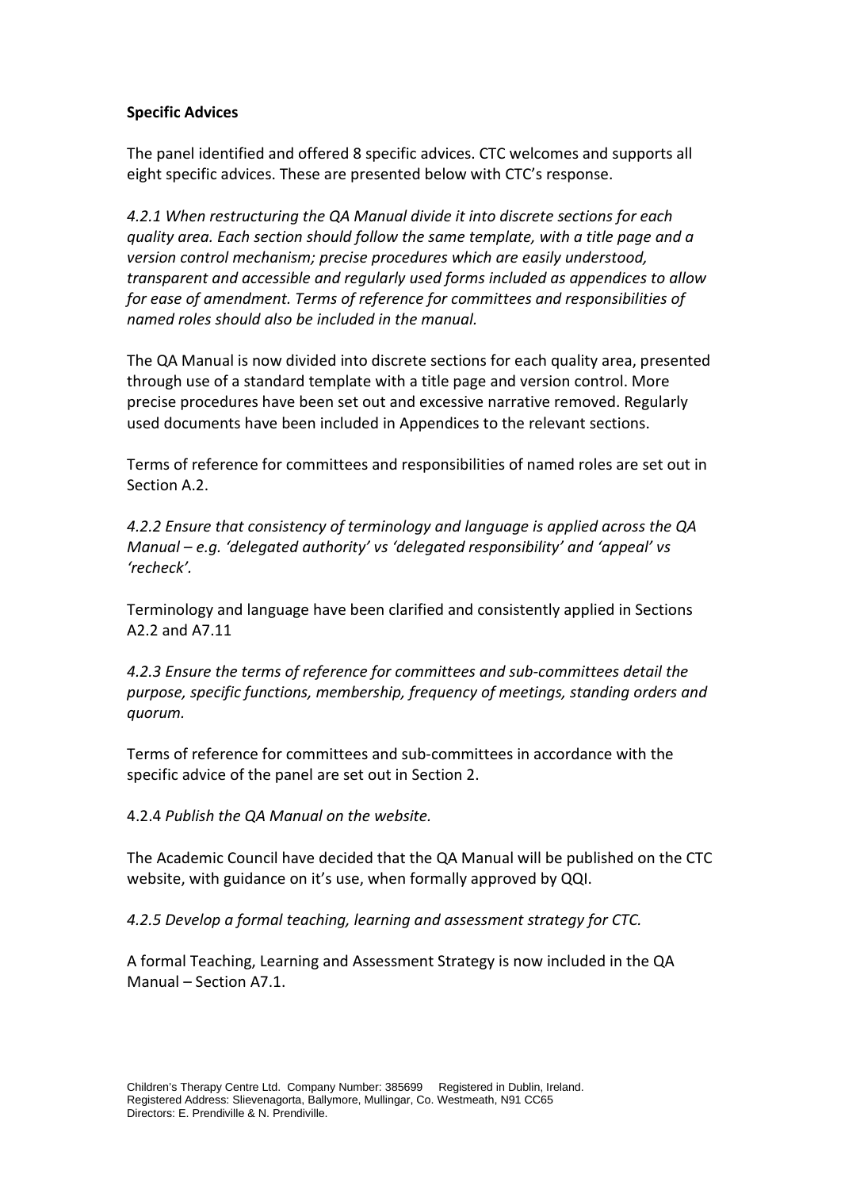**Specific Advices**

The panel identified and offered 8 specific advices. CTC welcomes and supports all eight specific advices. These are presented below with CTC's response.

*4.2.1 When restructuring the QA Manual divide it into discrete sections for each quality area. Each section should follow the same template, with a title page and a version control mechanism; precise procedures which are easily understood, transparent and accessible and regularly used forms included as appendices to allow for ease of amendment. Terms of reference for committees and responsibilities of named roles should also be included in the manual.*

The QA Manual is now divided into discrete sections for each quality area, presented through use of a standard template with a title page and version control. More precise procedures have been set out and excessive narrative removed. Regularly used documents have been included in Appendices to the relevant sections.

Terms of reference for committees and responsibilities of named roles are set out in Section A.2.

*4.2.2 Ensure that consistency of terminology and language is applied across the QA Manual – e.g. 'delegated authority' vs 'delegated responsibility' and 'appeal' vs 'recheck'.*

Terminology and language have been clarified and consistently applied in Sections A2.2 and A7.11

*4.2.3 Ensure the terms of reference for committees and sub-committees detail the purpose, specific functions, membership, frequency of meetings, standing orders and quorum.*

Terms of reference for committees and sub-committees in accordance with the specific advice of the panel are set out in Section 2.

4.2.4 *Publish the QA Manual on the website.*

The Academic Council have decided that the QA Manual will be published on the CTC website, with guidance on it's use, when formally approved by QQI.

*4.2.5 Develop a formal teaching, learning and assessment strategy for CTC.*

A formal Teaching, Learning and Assessment Strategy is now included in the QA Manual – Section A7.1.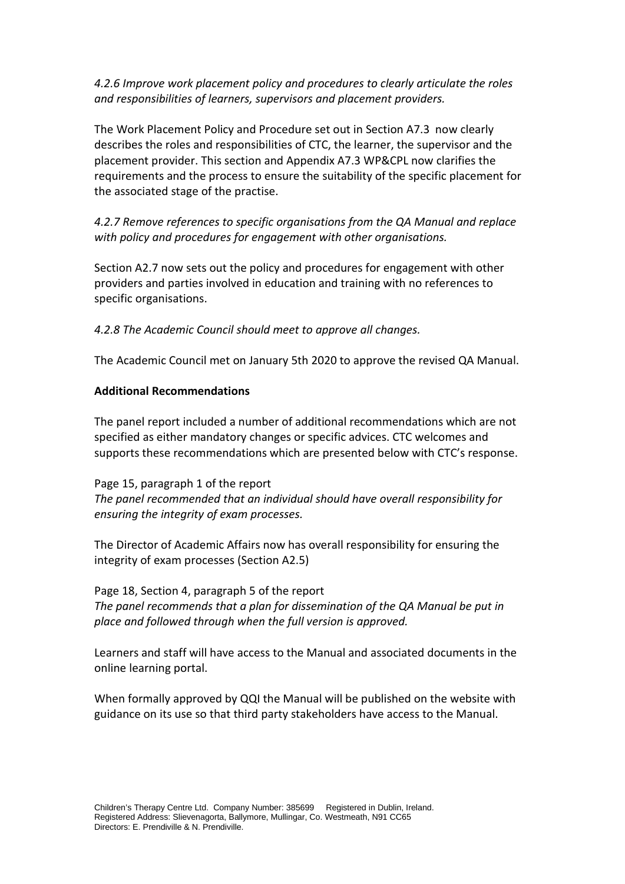*4.2.6 Improve work placement policy and procedures to clearly articulate the roles and responsibilities of learners, supervisors and placement providers.*

The Work Placement Policy and Procedure set out in Section A7.3 now clearly describes the roles and responsibilities of CTC, the learner, the supervisor and the placement provider. This section and Appendix A7.3 WP&CPL now clarifies the requirements and the process to ensure the suitability of the specific placement for the associated stage of the practise.

*4.2.7 Remove references to specific organisations from the QA Manual and replace with policy and procedures for engagement with other organisations.*

Section A2.7 now sets out the policy and procedures for engagement with other providers and parties involved in education and training with no references to specific organisations.

*4.2.8 The Academic Council should meet to approve all changes.*

The Academic Council met on January 5th 2020 to approve the revised QA Manual.

**Additional Recommendations**

The panel report included a number of additional recommendations which are not specified as either mandatory changes or specific advices. CTC welcomes and supports these recommendations which are presented below with CTC's response.

Page 15, paragraph 1 of the report
*The panel recommended that an individual should have overall responsibility for ensuring the integrity of exam processes.*

The Director of Academic Affairs now has overall responsibility for ensuring the integrity of exam processes (Section A2.5)

Page 18, Section 4, paragraph 5 of the report
*The panel recommends that a plan for dissemination of the QA Manual be put in place and followed through when the full version is approved.*

Learners and staff will have access to the Manual and associated documents in the online learning portal.

When formally approved by QQI the Manual will be published on the website with guidance on its use so that third party stakeholders have access to the Manual.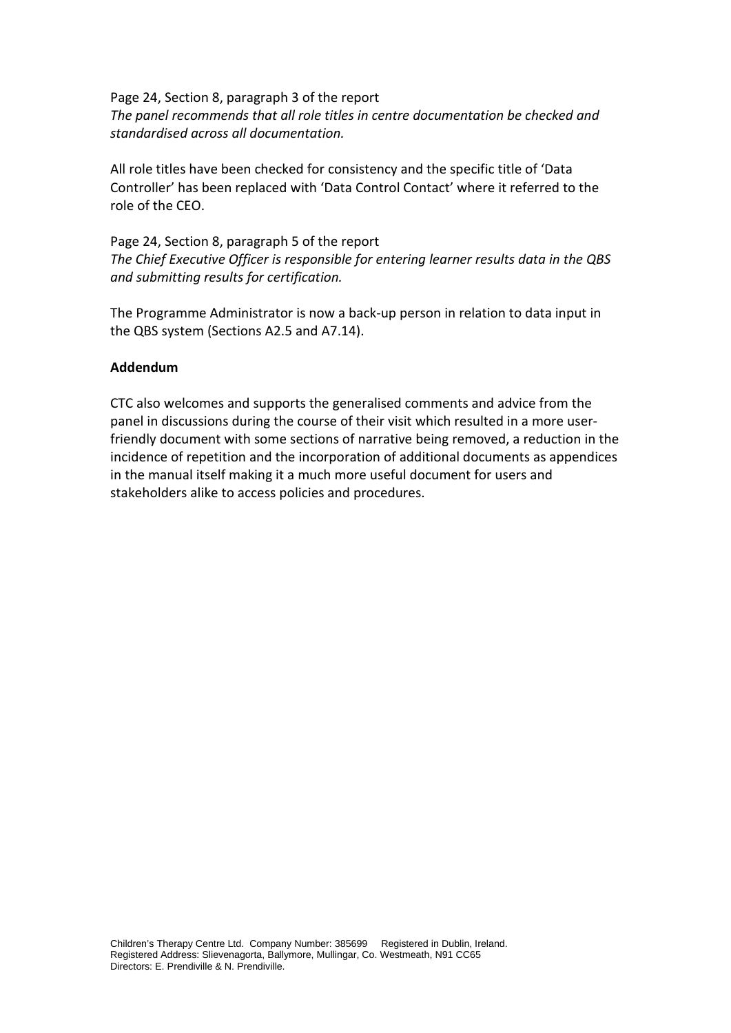Page 24, Section 8, paragraph 3 of the report
*The panel recommends that all role titles in centre documentation be checked and standardised across all documentation.*

All role titles have been checked for consistency and the specific title of 'Data Controller' has been replaced with 'Data Control Contact' where it referred to the role of the CEO.

Page 24, Section 8, paragraph 5 of the report
*The Chief Executive Officer is responsible for entering learner results data in the QBS and submitting results for certification.*

The Programme Administrator is now a back-up person in relation to data input in the QBS system (Sections A2.5 and A7.14).

**Addendum**

CTC also welcomes and supports the generalised comments and advice from the panel in discussions during the course of their visit which resulted in a more user-friendly document with some sections of narrative being removed, a reduction in the incidence of repetition and the incorporation of additional documents as appendices in the manual itself making it a much more useful document for users and stakeholders alike to access policies and procedures.